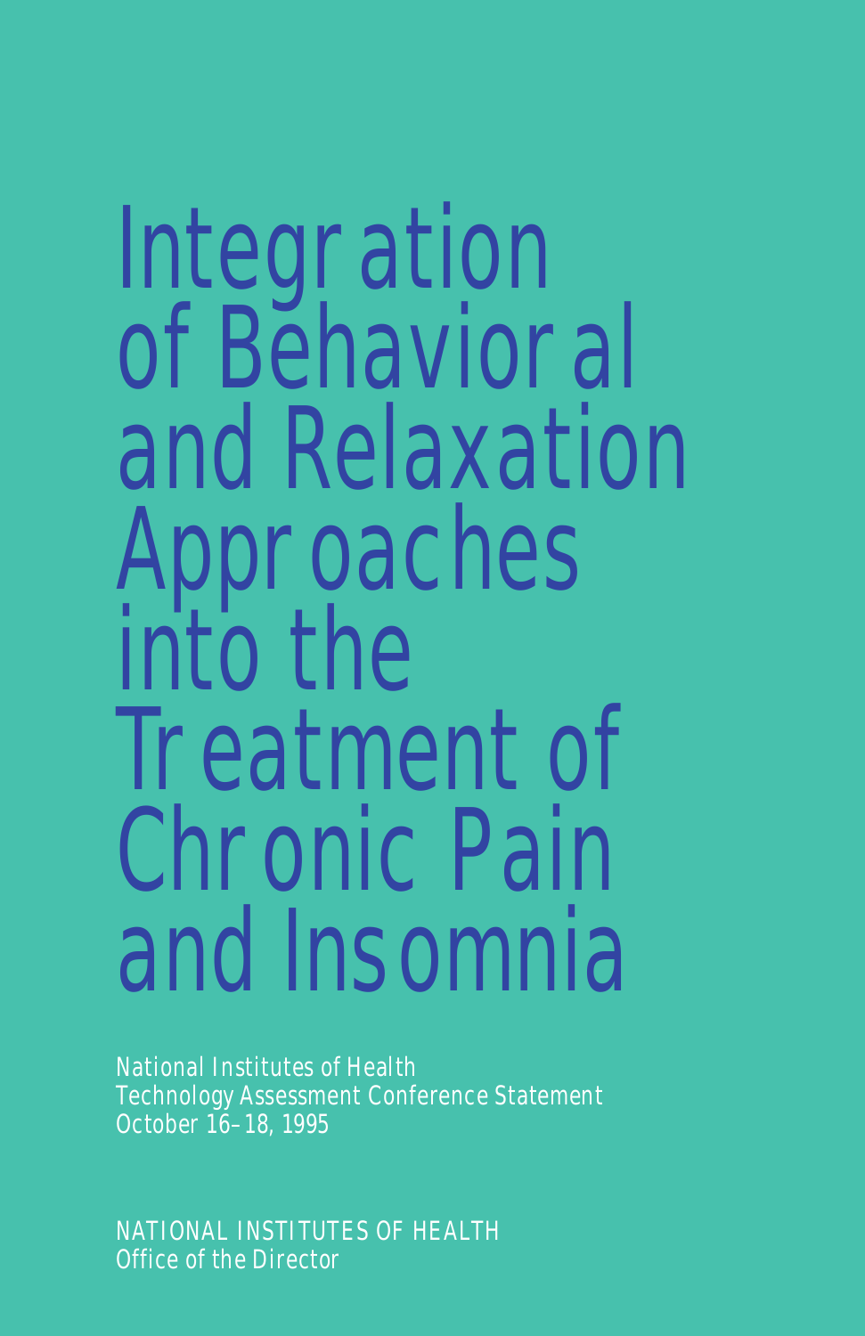# Integration of Behavioral and Relaxation Approaches into the Treatment of Chronic Pain and Insomnia

National Institutes of Health
Technology Assessment Conference Statement
October 16–18, 1995

NATIONAL INSTITUTES OF HEALTH
Office of the Director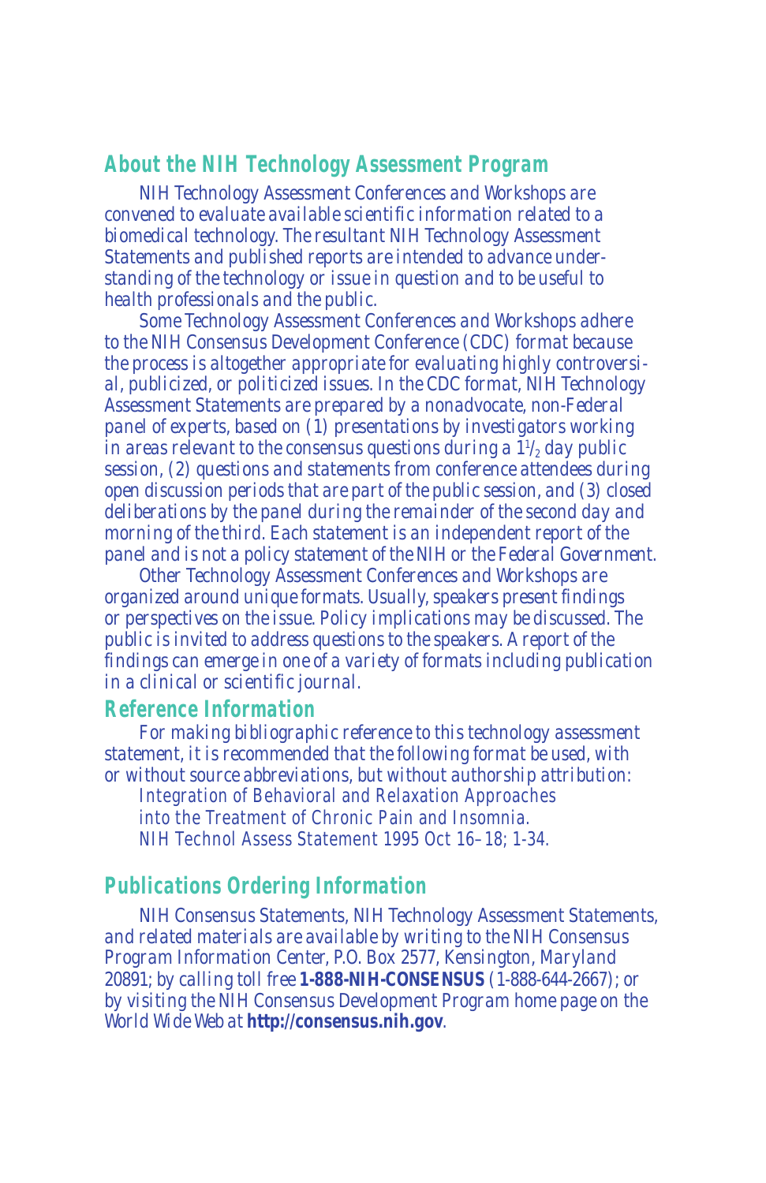## About the NIH Technology Assessment Program

NIH Technology Assessment Conferences and Workshops are convened to evaluate available scientific information related to a biomedical technology. The resultant NIH Technology Assessment Statements and published reports are intended to advance understanding of the technology or issue in question and to be useful to health professionals and the public.

Some Technology Assessment Conferences and Workshops adhere to the NIH Consensus Development Conference (CDC) format because the process is altogether appropriate for evaluating highly controversial, publicized, or politicized issues. In the CDC format, NIH Technology Assessment Statements are prepared by a nonadvocate, non-Federal panel of experts, based on (1) presentations by investigators working in areas relevant to the consensus questions during a 1½ day public session, (2) questions and statements from conference attendees during open discussion periods that are part of the public session, and (3) closed deliberations by the panel during the remainder of the second day and morning of the third. Each statement is an independent report of the panel and is not a policy statement of the NIH or the Federal Government.

Other Technology Assessment Conferences and Workshops are organized around unique formats. Usually, speakers present findings or perspectives on the issue. Policy implications may be discussed. The public is invited to address questions to the speakers. A report of the findings can emerge in one of a variety of formats including publication in a clinical or scientific journal.

## Reference Information

For making bibliographic reference to this technology assessment statement, it is recommended that the following format be used, with or without source abbreviations, but without authorship attribution:

Integration of Behavioral and Relaxation Approaches into the Treatment of Chronic Pain and Insomnia. NIH Technol Assess Statement 1995 Oct 16–18; 1-34.

## Publications Ordering Information

NIH Consensus Statements, NIH Technology Assessment Statements, and related materials are available by writing to the NIH Consensus Program Information Center, P.O. Box 2577, Kensington, Maryland 20891; by calling toll free **1-888-NIH-CONSENSUS** (1-888-644-2667); or by visiting the NIH Consensus Development Program home page on the World Wide Web at **http://consensus.nih.gov**.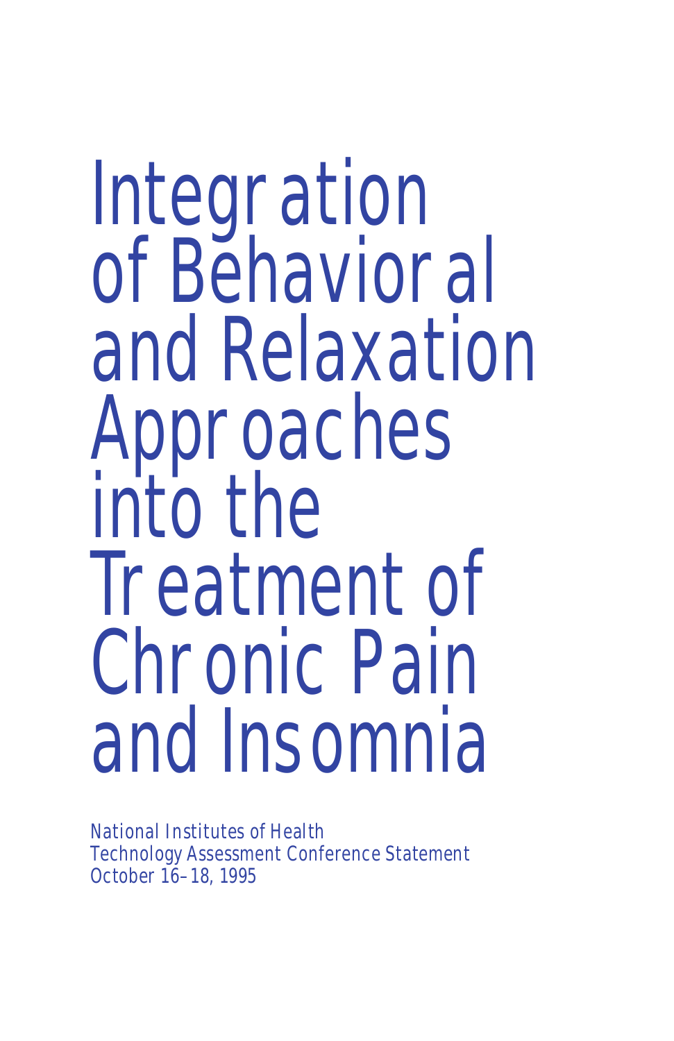# Integration of Behavioral and Relaxation Approaches into the Treatment of Chronic Pain and Insomnia

National Institutes of Health
Technology Assessment Conference Statement
October 16–18, 1995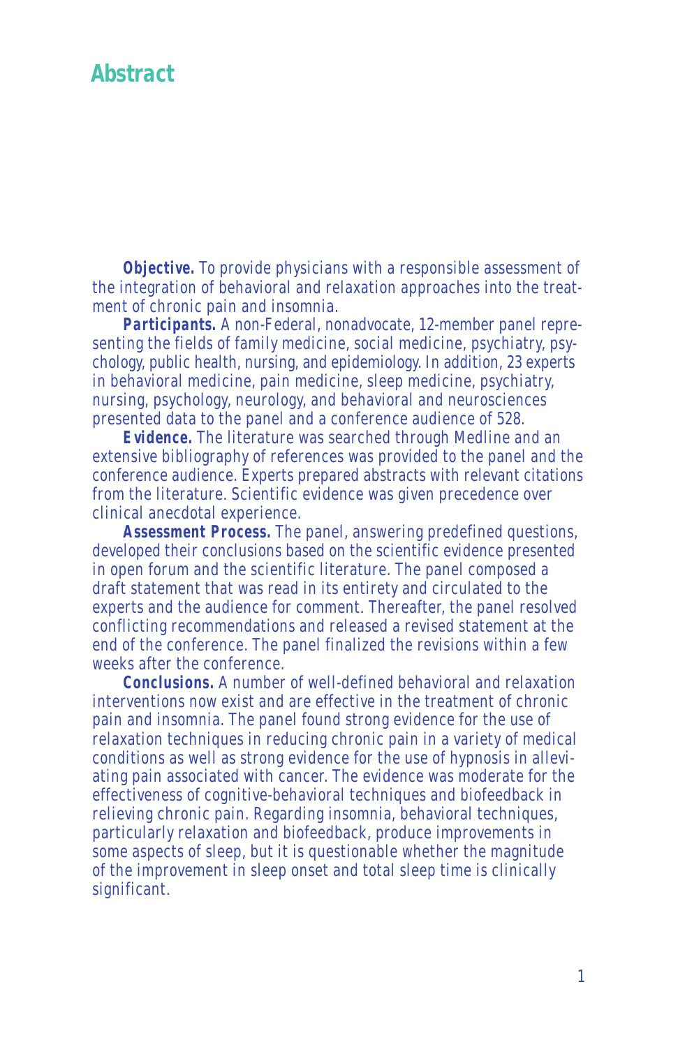# Abstract

**Objective.** To provide physicians with a responsible assessment of the integration of behavioral and relaxation approaches into the treatment of chronic pain and insomnia.

**Participants.** A non-Federal, nonadvocate, 12-member panel representing the fields of family medicine, social medicine, psychiatry, psychology, public health, nursing, and epidemiology. In addition, 23 experts in behavioral medicine, pain medicine, sleep medicine, psychiatry, nursing, psychology, neurology, and behavioral and neurosciences presented data to the panel and a conference audience of 528.

**Evidence.** The literature was searched through Medline and an extensive bibliography of references was provided to the panel and the conference audience. Experts prepared abstracts with relevant citations from the literature. Scientific evidence was given precedence over clinical anecdotal experience.

**Assessment Process.** The panel, answering predefined questions, developed their conclusions based on the scientific evidence presented in open forum and the scientific literature. The panel composed a draft statement that was read in its entirety and circulated to the experts and the audience for comment. Thereafter, the panel resolved conflicting recommendations and released a revised statement at the end of the conference. The panel finalized the revisions within a few weeks after the conference.

**Conclusions.** A number of well-defined behavioral and relaxation interventions now exist and are effective in the treatment of chronic pain and insomnia. The panel found strong evidence for the use of relaxation techniques in reducing chronic pain in a variety of medical conditions as well as strong evidence for the use of hypnosis in alleviating pain associated with cancer. The evidence was moderate for the effectiveness of cognitive-behavioral techniques and biofeedback in relieving chronic pain. Regarding insomnia, behavioral techniques, particularly relaxation and biofeedback, produce improvements in some aspects of sleep, but it is questionable whether the magnitude of the improvement in sleep onset and total sleep time is clinically significant.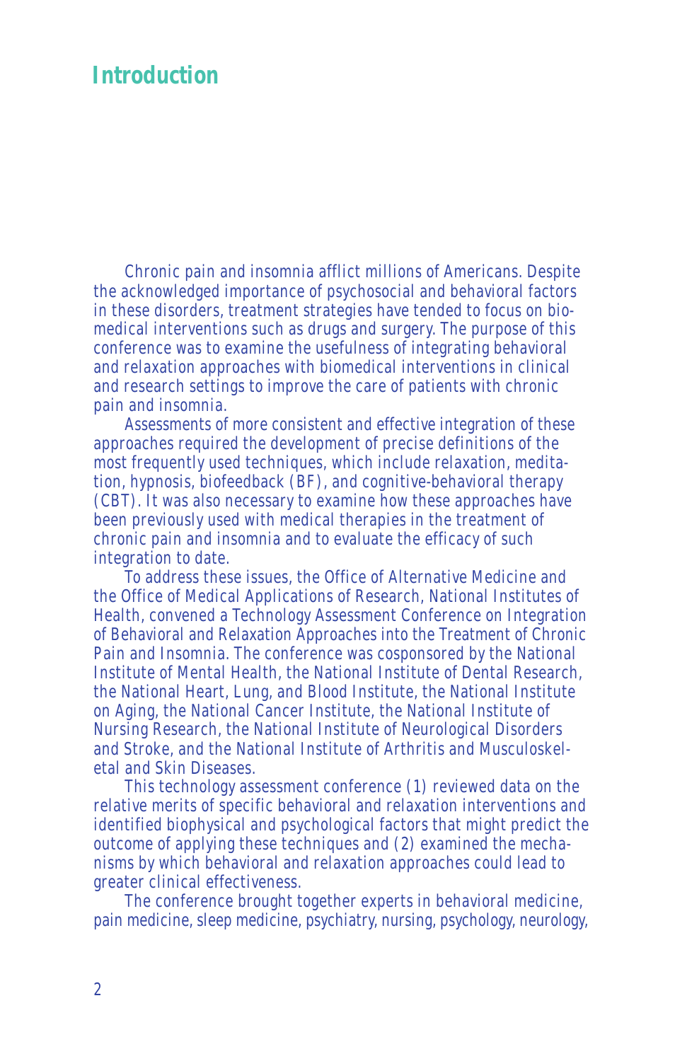# Introduction

Chronic pain and insomnia afflict millions of Americans. Despite the acknowledged importance of psychosocial and behavioral factors in these disorders, treatment strategies have tended to focus on biomedical interventions such as drugs and surgery. The purpose of this conference was to examine the usefulness of integrating behavioral and relaxation approaches with biomedical interventions in clinical and research settings to improve the care of patients with chronic pain and insomnia.

Assessments of more consistent and effective integration of these approaches required the development of precise definitions of the most frequently used techniques, which include relaxation, meditation, hypnosis, biofeedback (BF), and cognitive-behavioral therapy (CBT). It was also necessary to examine how these approaches have been previously used with medical therapies in the treatment of chronic pain and insomnia and to evaluate the efficacy of such integration to date.

To address these issues, the Office of Alternative Medicine and the Office of Medical Applications of Research, National Institutes of Health, convened a Technology Assessment Conference on Integration of Behavioral and Relaxation Approaches into the Treatment of Chronic Pain and Insomnia. The conference was cosponsored by the National Institute of Mental Health, the National Institute of Dental Research, the National Heart, Lung, and Blood Institute, the National Institute on Aging, the National Cancer Institute, the National Institute of Nursing Research, the National Institute of Neurological Disorders and Stroke, and the National Institute of Arthritis and Musculoskeletal and Skin Diseases.

This technology assessment conference (1) reviewed data on the relative merits of specific behavioral and relaxation interventions and identified biophysical and psychological factors that might predict the outcome of applying these techniques and (2) examined the mechanisms by which behavioral and relaxation approaches could lead to greater clinical effectiveness.

The conference brought together experts in behavioral medicine, pain medicine, sleep medicine, psychiatry, nursing, psychology, neurology,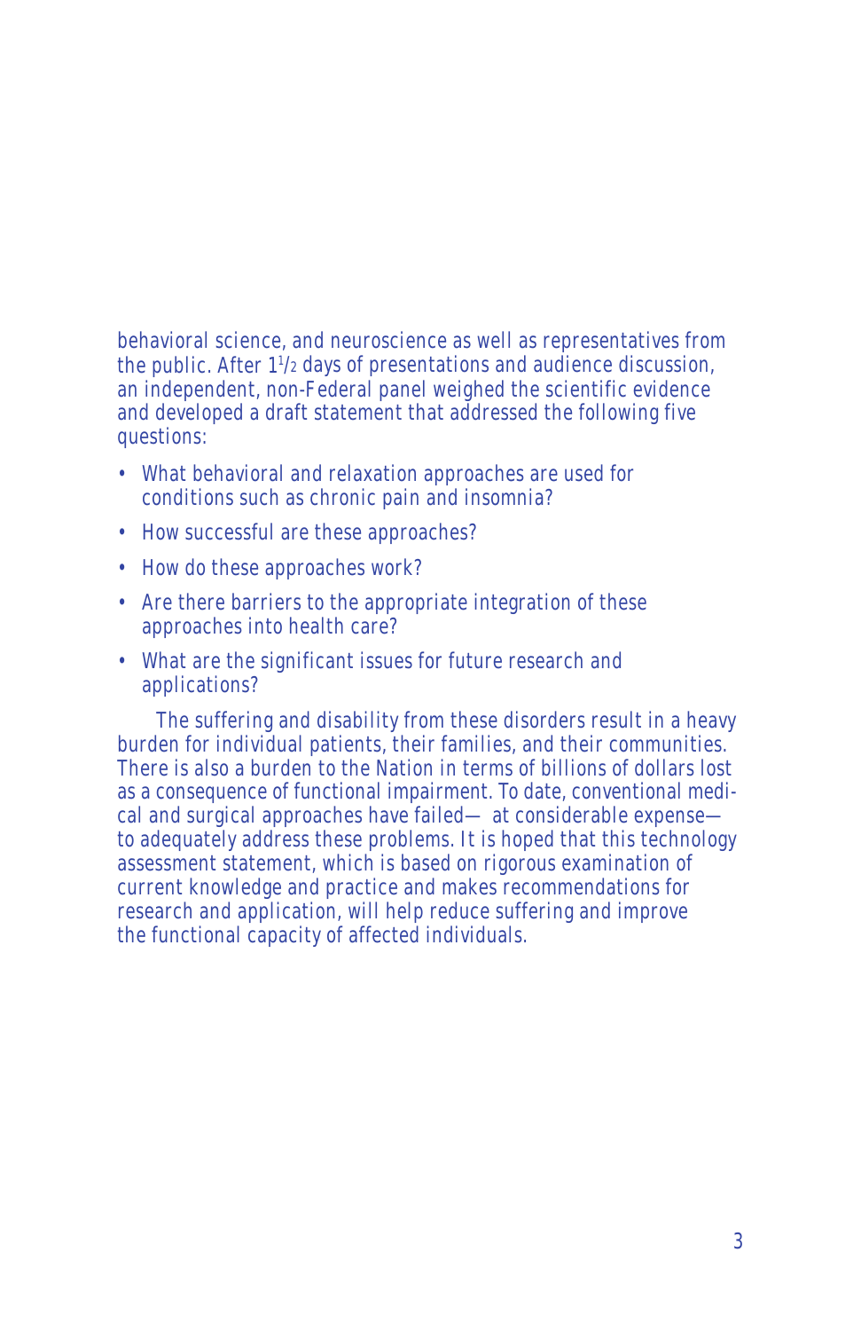behavioral science, and neuroscience as well as representatives from the public. After 1½ days of presentations and audience discussion, an independent, non-Federal panel weighed the scientific evidence and developed a draft statement that addressed the following five questions:

- What behavioral and relaxation approaches are used for conditions such as chronic pain and insomnia?
- How successful are these approaches?
- How do these approaches work?
- Are there barriers to the appropriate integration of these approaches into health care?
- What are the significant issues for future research and applications?

The suffering and disability from these disorders result in a heavy burden for individual patients, their families, and their communities. There is also a burden to the Nation in terms of billions of dollars lost as a consequence of functional impairment. To date, conventional medical and surgical approaches have failed— at considerable expense— to adequately address these problems. It is hoped that this technology assessment statement, which is based on rigorous examination of current knowledge and practice and makes recommendations for research and application, will help reduce suffering and improve the functional capacity of affected individuals.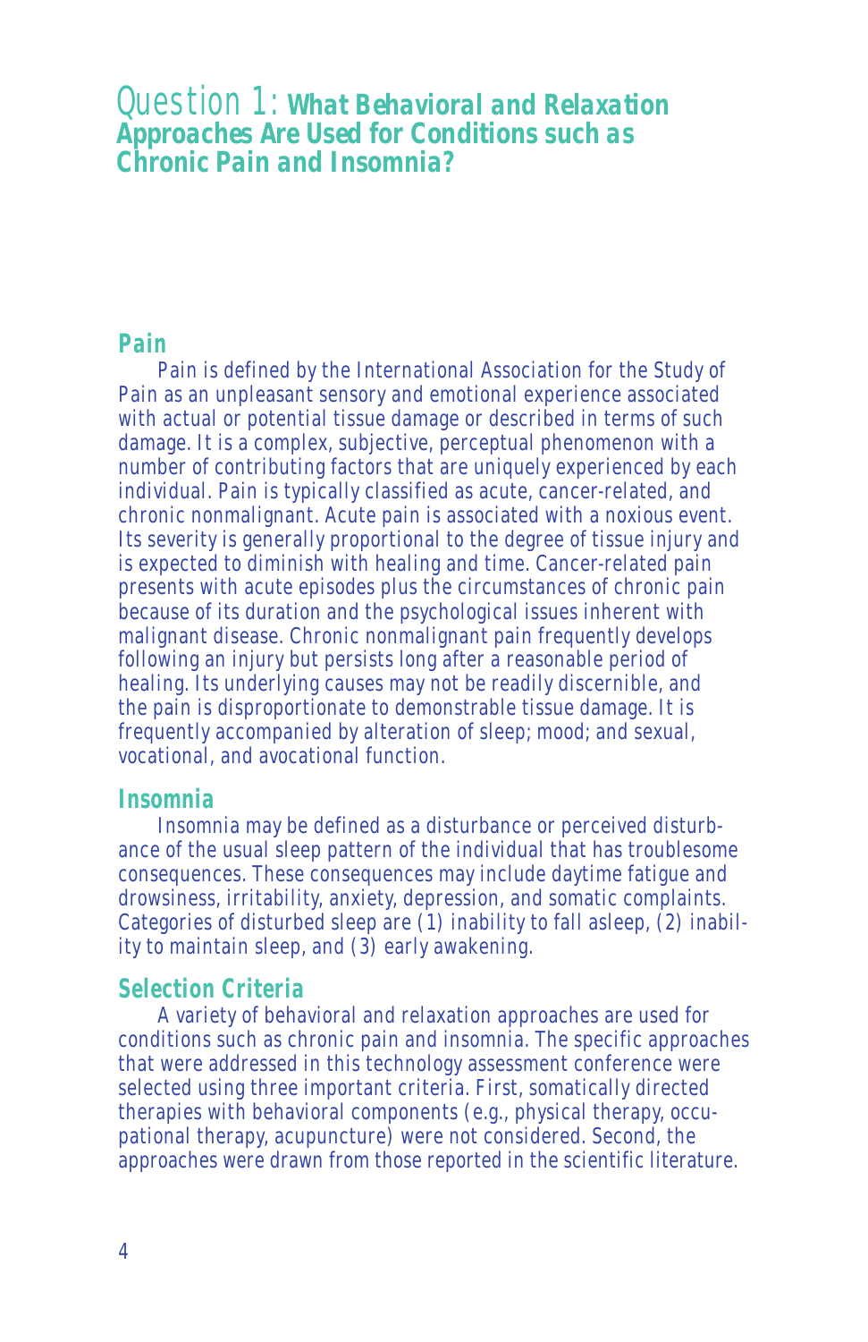# Question 1: What Behavioral and Relaxation Approaches Are Used for Conditions such as Chronic Pain and Insomnia?

## Pain

Pain is defined by the International Association for the Study of Pain as an unpleasant sensory and emotional experience associated with actual or potential tissue damage or described in terms of such damage. It is a complex, subjective, perceptual phenomenon with a number of contributing factors that are uniquely experienced by each individual. Pain is typically classified as acute, cancer-related, and chronic nonmalignant. Acute pain is associated with a noxious event. Its severity is generally proportional to the degree of tissue injury and is expected to diminish with healing and time. Cancer-related pain presents with acute episodes plus the circumstances of chronic pain because of its duration and the psychological issues inherent with malignant disease. Chronic nonmalignant pain frequently develops following an injury but persists long after a reasonable period of healing. Its underlying causes may not be readily discernible, and the pain is disproportionate to demonstrable tissue damage. It is frequently accompanied by alteration of sleep; mood; and sexual, vocational, and avocational function.

## Insomnia

Insomnia may be defined as a disturbance or perceived disturbance of the usual sleep pattern of the individual that has troublesome consequences. These consequences may include daytime fatigue and drowsiness, irritability, anxiety, depression, and somatic complaints. Categories of disturbed sleep are (1) inability to fall asleep, (2) inability to maintain sleep, and (3) early awakening.

## Selection Criteria

A variety of behavioral and relaxation approaches are used for conditions such as chronic pain and insomnia. The specific approaches that were addressed in this technology assessment conference were selected using three important criteria. First, somatically directed therapies with behavioral components (e.g., physical therapy, occupational therapy, acupuncture) were not considered. Second, the approaches were drawn from those reported in the scientific literature.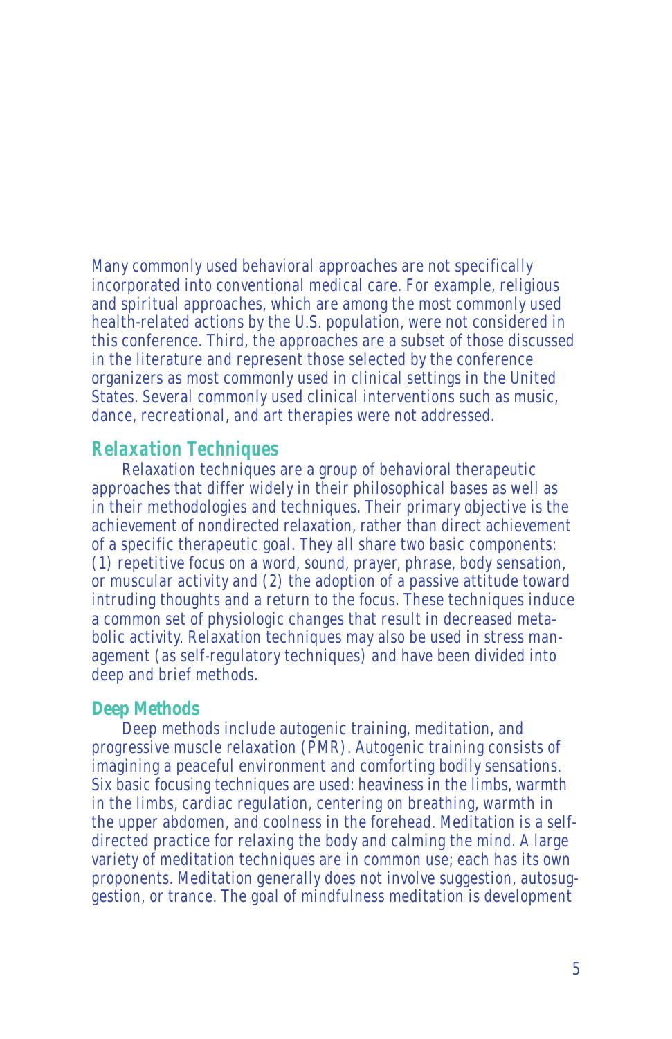Many commonly used behavioral approaches are not specifically incorporated into conventional medical care. For example, religious and spiritual approaches, which are among the most commonly used health-related actions by the U.S. population, were not considered in this conference. Third, the approaches are a subset of those discussed in the literature and represent those selected by the conference organizers as most commonly used in clinical settings in the United States. Several commonly used clinical interventions such as music, dance, recreational, and art therapies were not addressed.

## Relaxation Techniques

Relaxation techniques are a group of behavioral therapeutic approaches that differ widely in their philosophical bases as well as in their methodologies and techniques. Their primary objective is the achievement of nondirected relaxation, rather than direct achievement of a specific therapeutic goal. They all share two basic components: (1) repetitive focus on a word, sound, prayer, phrase, body sensation, or muscular activity and (2) the adoption of a passive attitude toward intruding thoughts and a return to the focus. These techniques induce a common set of physiologic changes that result in decreased metabolic activity. Relaxation techniques may also be used in stress management (as self-regulatory techniques) and have been divided into deep and brief methods.

### Deep Methods

Deep methods include autogenic training, meditation, and progressive muscle relaxation (PMR). Autogenic training consists of imagining a peaceful environment and comforting bodily sensations. Six basic focusing techniques are used: heaviness in the limbs, warmth in the limbs, cardiac regulation, centering on breathing, warmth in the upper abdomen, and coolness in the forehead. Meditation is a self-directed practice for relaxing the body and calming the mind. A large variety of meditation techniques are in common use; each has its own proponents. Meditation generally does not involve suggestion, autosuggestion, or trance. The goal of mindfulness meditation is development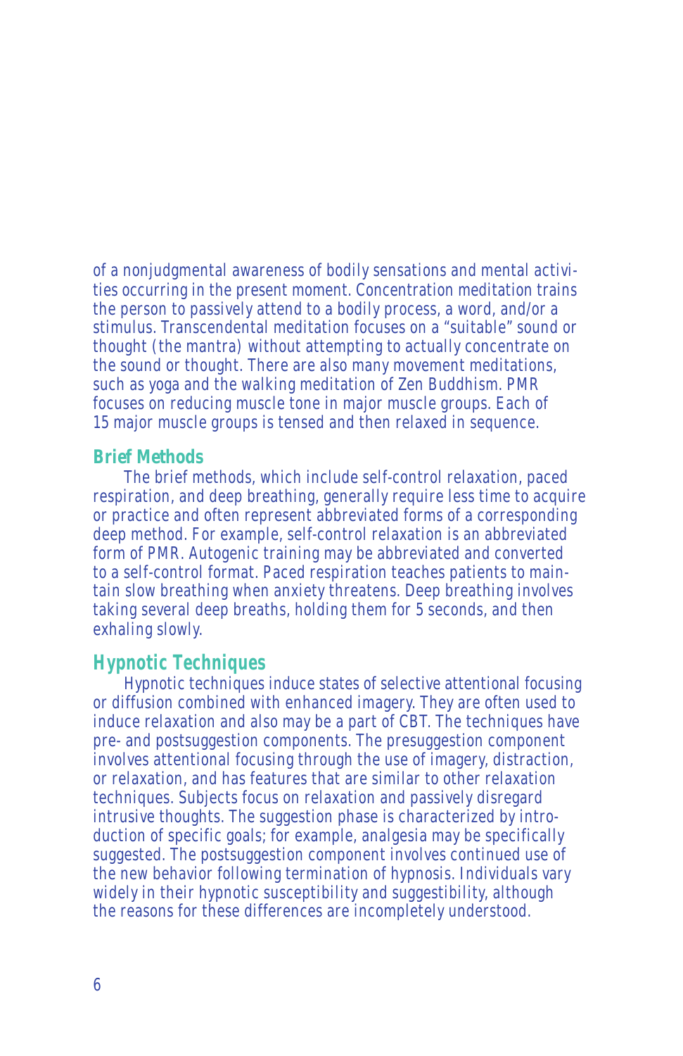of a nonjudgmental awareness of bodily sensations and mental activities occurring in the present moment. Concentration meditation trains the person to passively attend to a bodily process, a word, and/or a stimulus. Transcendental meditation focuses on a "suitable" sound or thought (the mantra) without attempting to actually concentrate on the sound or thought. There are also many movement meditations, such as yoga and the walking meditation of Zen Buddhism. PMR focuses on reducing muscle tone in major muscle groups. Each of 15 major muscle groups is tensed and then relaxed in sequence.

### Brief Methods

The brief methods, which include self-control relaxation, paced respiration, and deep breathing, generally require less time to acquire or practice and often represent abbreviated forms of a corresponding deep method. For example, self-control relaxation is an abbreviated form of PMR. Autogenic training may be abbreviated and converted to a self-control format. Paced respiration teaches patients to maintain slow breathing when anxiety threatens. Deep breathing involves taking several deep breaths, holding them for 5 seconds, and then exhaling slowly.

### Hypnotic Techniques

Hypnotic techniques induce states of selective attentional focusing or diffusion combined with enhanced imagery. They are often used to induce relaxation and also may be a part of CBT. The techniques have pre- and postsuggestion components. The presuggestion component involves attentional focusing through the use of imagery, distraction, or relaxation, and has features that are similar to other relaxation techniques. Subjects focus on relaxation and passively disregard intrusive thoughts. The suggestion phase is characterized by introduction of specific goals; for example, analgesia may be specifically suggested. The postsuggestion component involves continued use of the new behavior following termination of hypnosis. Individuals vary widely in their hypnotic susceptibility and suggestibility, although the reasons for these differences are incompletely understood.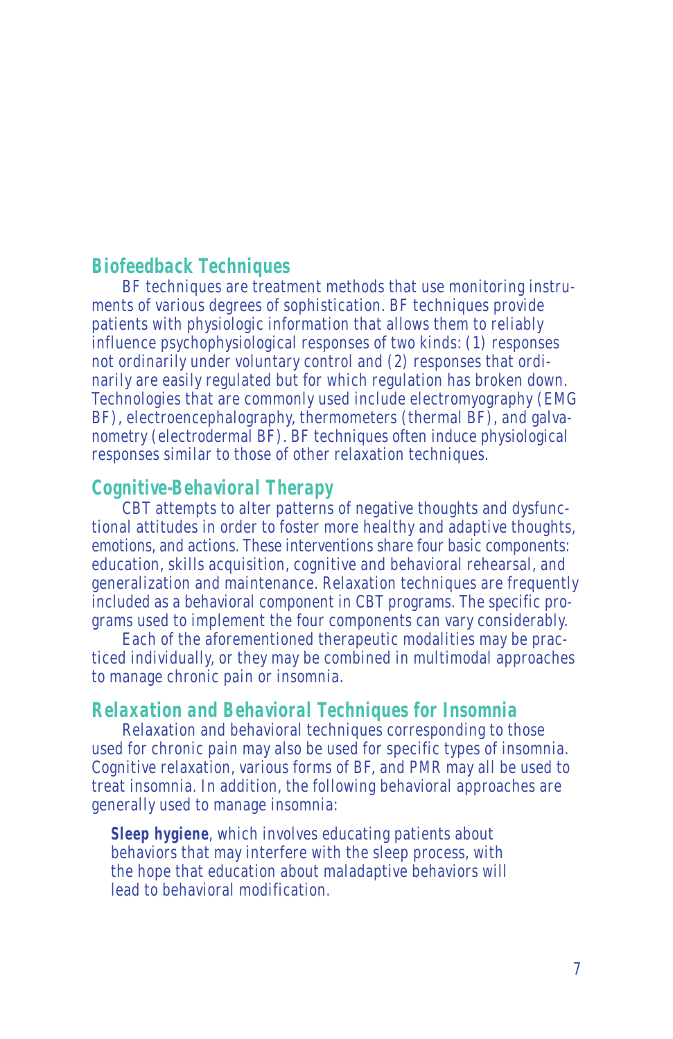## Biofeedback Techniques

BF techniques are treatment methods that use monitoring instruments of various degrees of sophistication. BF techniques provide patients with physiologic information that allows them to reliably influence psychophysiological responses of two kinds: (1) responses not ordinarily under voluntary control and (2) responses that ordinarily are easily regulated but for which regulation has broken down. Technologies that are commonly used include electromyography (EMG BF), electroencephalography, thermometers (thermal BF), and galvanometry (electrodermal BF). BF techniques often induce physiological responses similar to those of other relaxation techniques.

## Cognitive-Behavioral Therapy

CBT attempts to alter patterns of negative thoughts and dysfunctional attitudes in order to foster more healthy and adaptive thoughts, emotions, and actions. These interventions share four basic components: education, skills acquisition, cognitive and behavioral rehearsal, and generalization and maintenance. Relaxation techniques are frequently included as a behavioral component in CBT programs. The specific programs used to implement the four components can vary considerably.

Each of the aforementioned therapeutic modalities may be practiced individually, or they may be combined in multimodal approaches to manage chronic pain or insomnia.

## Relaxation and Behavioral Techniques for Insomnia

Relaxation and behavioral techniques corresponding to those used for chronic pain may also be used for specific types of insomnia. Cognitive relaxation, various forms of BF, and PMR may all be used to treat insomnia. In addition, the following behavioral approaches are generally used to manage insomnia:

**Sleep hygiene**, which involves educating patients about behaviors that may interfere with the sleep process, with the hope that education about maladaptive behaviors will lead to behavioral modification.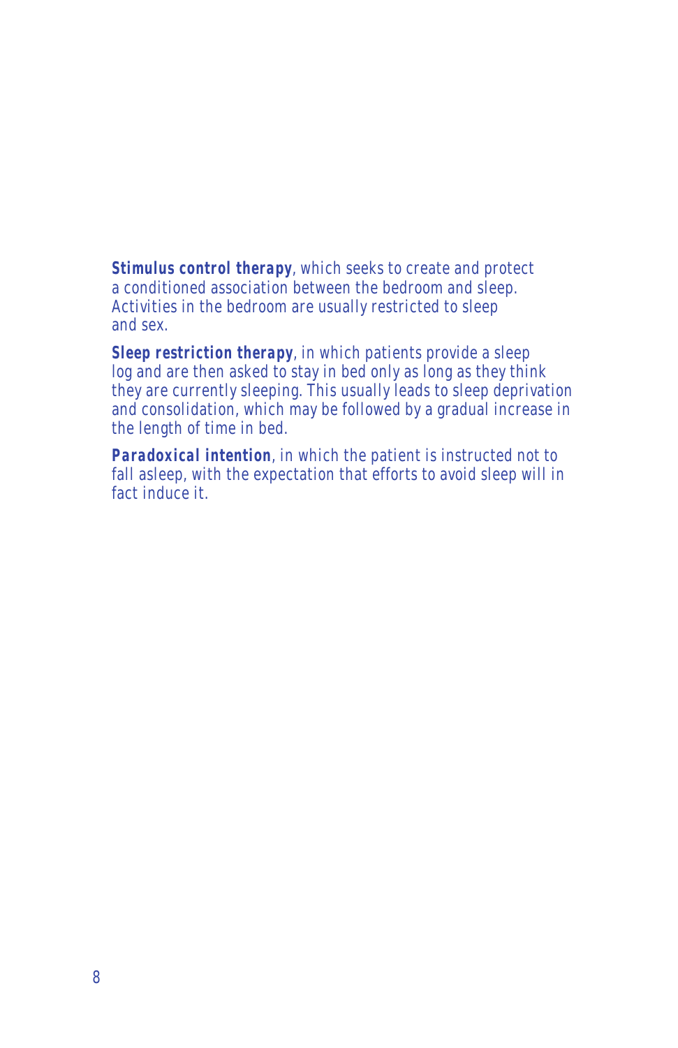**Stimulus control therapy**, which seeks to create and protect a conditioned association between the bedroom and sleep. Activities in the bedroom are usually restricted to sleep and sex.

**Sleep restriction therapy**, in which patients provide a sleep log and are then asked to stay in bed only as long as they think they are currently sleeping. This usually leads to sleep deprivation and consolidation, which may be followed by a gradual increase in the length of time in bed.

**Paradoxical intention**, in which the patient is instructed not to fall asleep, with the expectation that efforts to avoid sleep will in fact induce it.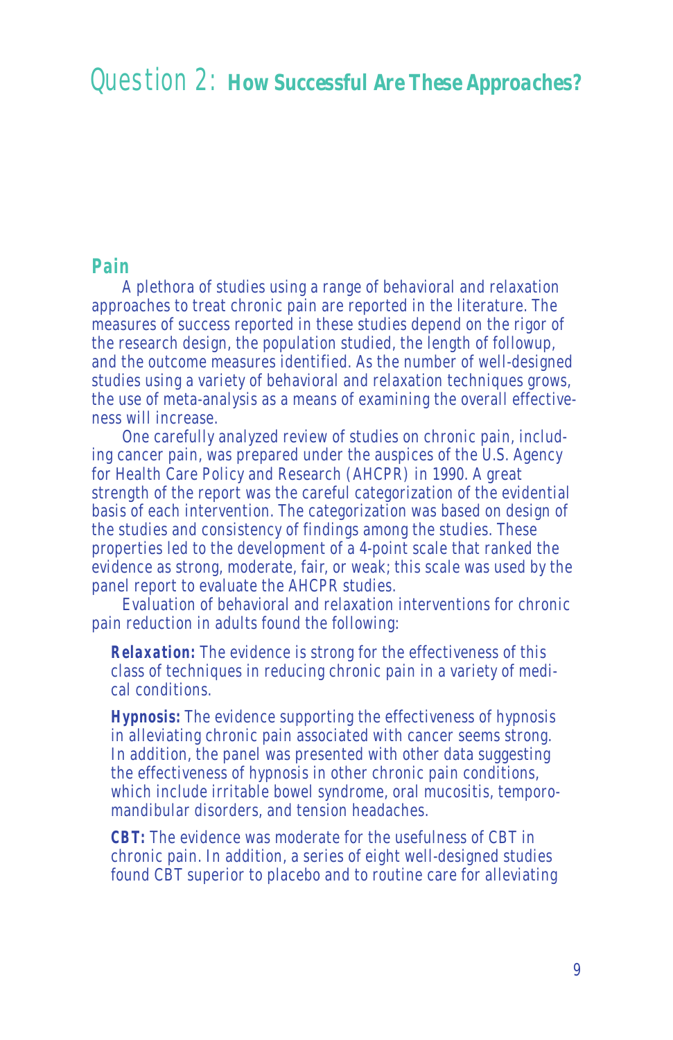# Question 2: How Successful Are These Approaches?

## Pain

A plethora of studies using a range of behavioral and relaxation approaches to treat chronic pain are reported in the literature. The measures of success reported in these studies depend on the rigor of the research design, the population studied, the length of followup, and the outcome measures identified. As the number of well-designed studies using a variety of behavioral and relaxation techniques grows, the use of meta-analysis as a means of examining the overall effectiveness will increase.

One carefully analyzed review of studies on chronic pain, including cancer pain, was prepared under the auspices of the U.S. Agency for Health Care Policy and Research (AHCPR) in 1990. A great strength of the report was the careful categorization of the evidential basis of each intervention. The categorization was based on design of the studies and consistency of findings among the studies. These properties led to the development of a 4-point scale that ranked the evidence as strong, moderate, fair, or weak; this scale was used by the panel report to evaluate the AHCPR studies.

Evaluation of behavioral and relaxation interventions for chronic pain reduction in adults found the following:

**Relaxation:** The evidence is strong for the effectiveness of this class of techniques in reducing chronic pain in a variety of medical conditions.

**Hypnosis:** The evidence supporting the effectiveness of hypnosis in alleviating chronic pain associated with cancer seems strong. In addition, the panel was presented with other data suggesting the effectiveness of hypnosis in other chronic pain conditions, which include irritable bowel syndrome, oral mucositis, temporomandibular disorders, and tension headaches.

**CBT:** The evidence was moderate for the usefulness of CBT in chronic pain. In addition, a series of eight well-designed studies found CBT superior to placebo and to routine care for alleviating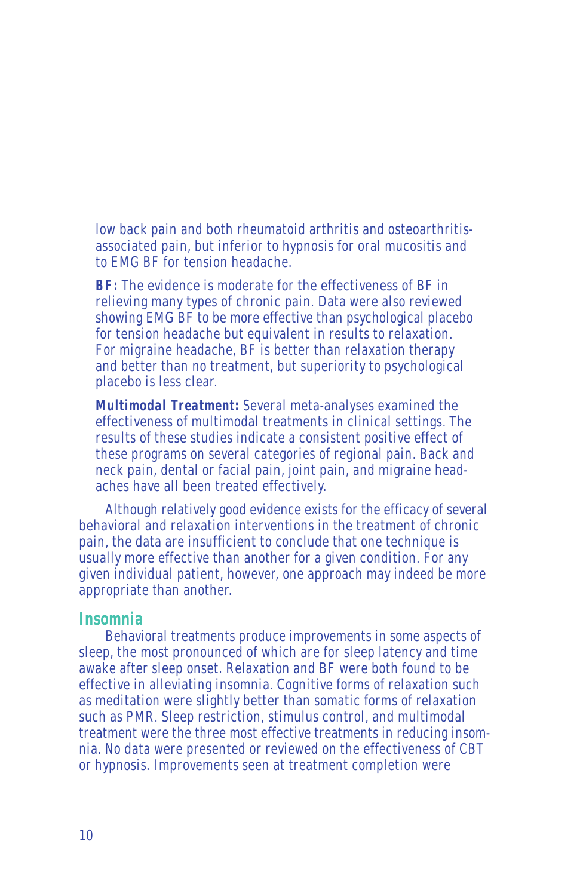low back pain and both rheumatoid arthritis and osteoarthritis-associated pain, but inferior to hypnosis for oral mucositis and to EMG BF for tension headache.

**BF:** The evidence is moderate for the effectiveness of BF in relieving many types of chronic pain. Data were also reviewed showing EMG BF to be more effective than psychological placebo for tension headache but equivalent in results to relaxation. For migraine headache, BF is better than relaxation therapy and better than no treatment, but superiority to psychological placebo is less clear.

**Multimodal Treatment:** Several meta-analyses examined the effectiveness of multimodal treatments in clinical settings. The results of these studies indicate a consistent positive effect of these programs on several categories of regional pain. Back and neck pain, dental or facial pain, joint pain, and migraine headaches have all been treated effectively.

Although relatively good evidence exists for the efficacy of several behavioral and relaxation interventions in the treatment of chronic pain, the data are insufficient to conclude that one technique is usually more effective than another for a given condition. For any given individual patient, however, one approach may indeed be more appropriate than another.

## Insomnia

Behavioral treatments produce improvements in some aspects of sleep, the most pronounced of which are for sleep latency and time awake after sleep onset. Relaxation and BF were both found to be effective in alleviating insomnia. Cognitive forms of relaxation such as meditation were slightly better than somatic forms of relaxation such as PMR. Sleep restriction, stimulus control, and multimodal treatment were the three most effective treatments in reducing insomnia. No data were presented or reviewed on the effectiveness of CBT or hypnosis. Improvements seen at treatment completion were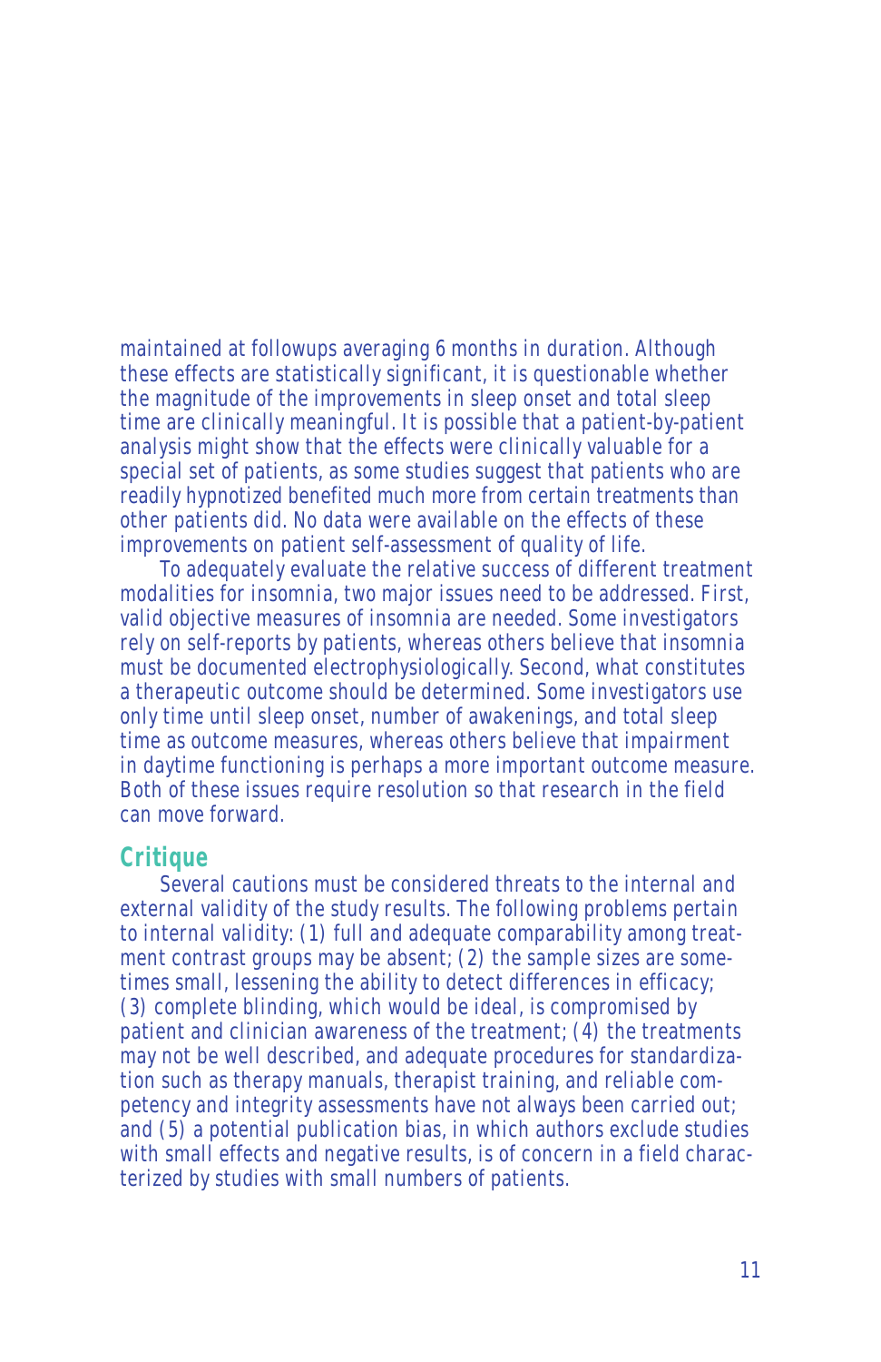maintained at followups averaging 6 months in duration. Although these effects are statistically significant, it is questionable whether the magnitude of the improvements in sleep onset and total sleep time are clinically meaningful. It is possible that a patient-by-patient analysis might show that the effects were clinically valuable for a special set of patients, as some studies suggest that patients who are readily hypnotized benefited much more from certain treatments than other patients did. No data were available on the effects of these improvements on patient self-assessment of quality of life.

To adequately evaluate the relative success of different treatment modalities for insomnia, two major issues need to be addressed. First, valid objective measures of insomnia are needed. Some investigators rely on self-reports by patients, whereas others believe that insomnia must be documented electrophysiologically. Second, what constitutes a therapeutic outcome should be determined. Some investigators use only time until sleep onset, number of awakenings, and total sleep time as outcome measures, whereas others believe that impairment in daytime functioning is perhaps a more important outcome measure. Both of these issues require resolution so that research in the field can move forward.

## Critique

Several cautions must be considered threats to the internal and external validity of the study results. The following problems pertain to internal validity: (1) full and adequate comparability among treatment contrast groups may be absent; (2) the sample sizes are sometimes small, lessening the ability to detect differences in efficacy; (3) complete blinding, which would be ideal, is compromised by patient and clinician awareness of the treatment; (4) the treatments may not be well described, and adequate procedures for standardization such as therapy manuals, therapist training, and reliable competency and integrity assessments have not always been carried out; and (5) a potential publication bias, in which authors exclude studies with small effects and negative results, is of concern in a field characterized by studies with small numbers of patients.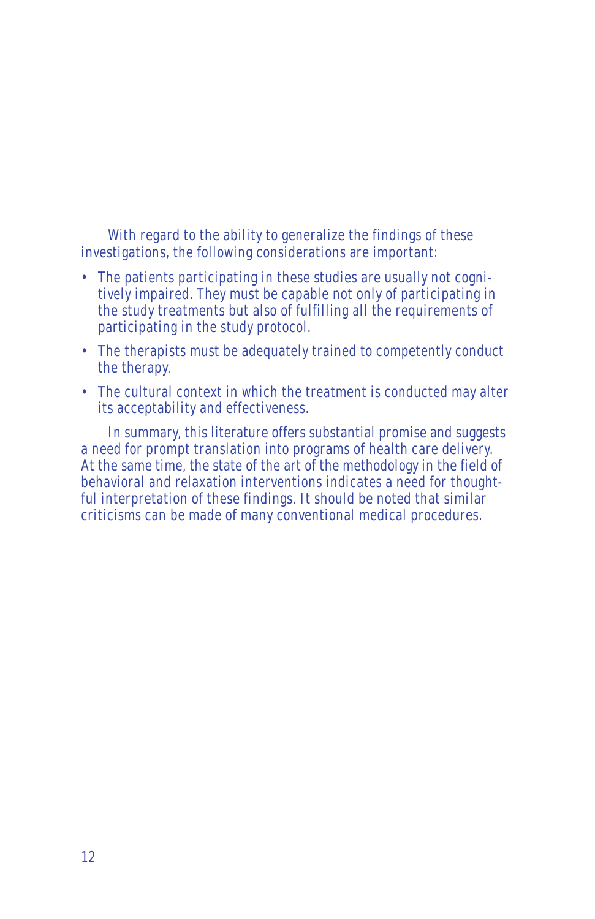With regard to the ability to generalize the findings of these investigations, the following considerations are important:

- The patients participating in these studies are usually not cognitively impaired. They must be capable not only of participating in the study treatments but also of fulfilling all the requirements of participating in the study protocol.
- The therapists must be adequately trained to competently conduct the therapy.
- The cultural context in which the treatment is conducted may alter its acceptability and effectiveness.

In summary, this literature offers substantial promise and suggests a need for prompt translation into programs of health care delivery. At the same time, the state of the art of the methodology in the field of behavioral and relaxation interventions indicates a need for thoughtful interpretation of these findings. It should be noted that similar criticisms can be made of many conventional medical procedures.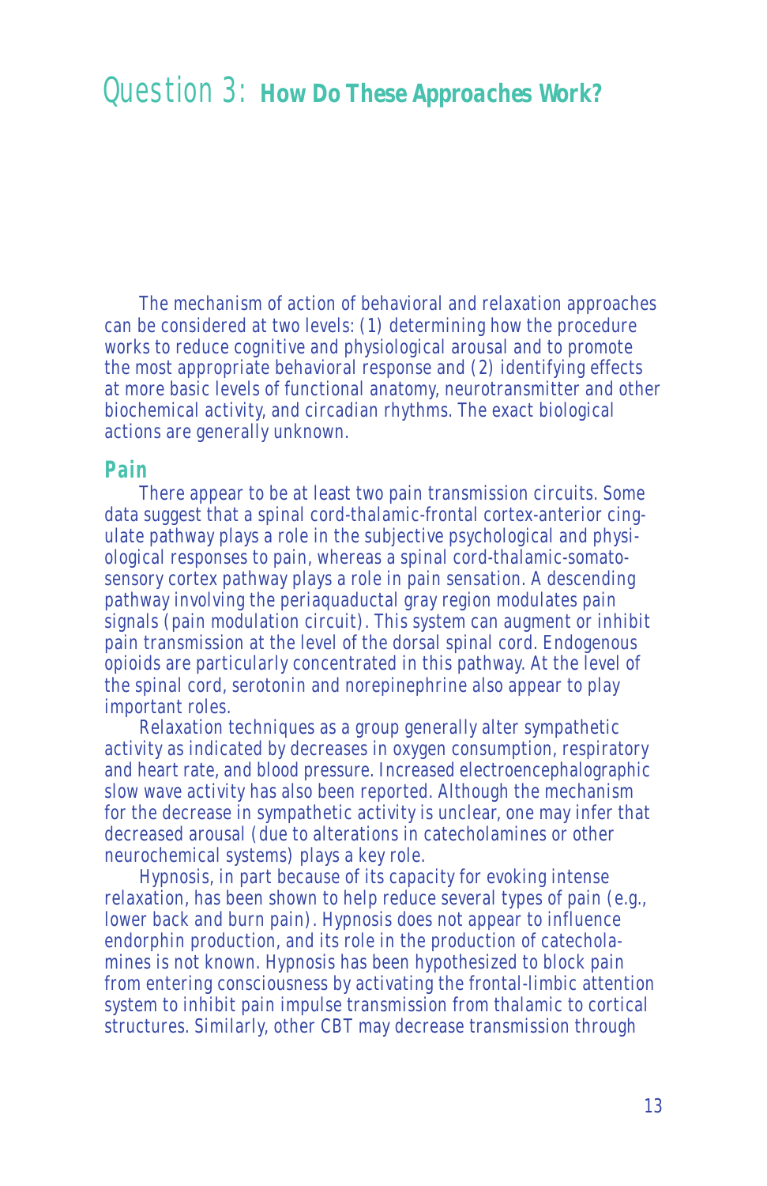# Question 3: How Do These Approaches Work?

The mechanism of action of behavioral and relaxation approaches can be considered at two levels: (1) determining how the procedure works to reduce cognitive and physiological arousal and to promote the most appropriate behavioral response and (2) identifying effects at more basic levels of functional anatomy, neurotransmitter and other biochemical activity, and circadian rhythms. The exact biological actions are generally unknown.

## Pain

There appear to be at least two pain transmission circuits. Some data suggest that a spinal cord-thalamic-frontal cortex-anterior cingulate pathway plays a role in the subjective psychological and physiological responses to pain, whereas a spinal cord-thalamic-somatosensory cortex pathway plays a role in pain sensation. A descending pathway involving the periaqueductal gray region modulates pain signals (pain modulation circuit). This system can augment or inhibit pain transmission at the level of the dorsal spinal cord. Endogenous opioids are particularly concentrated in this pathway. At the level of the spinal cord, serotonin and norepinephrine also appear to play important roles.

Relaxation techniques as a group generally alter sympathetic activity as indicated by decreases in oxygen consumption, respiratory and heart rate, and blood pressure. Increased electroencephalographic slow wave activity has also been reported. Although the mechanism for the decrease in sympathetic activity is unclear, one may infer that decreased arousal (due to alterations in catecholamines or other neurochemical systems) plays a key role.

Hypnosis, in part because of its capacity for evoking intense relaxation, has been shown to help reduce several types of pain (e.g., lower back and burn pain). Hypnosis does not appear to influence endorphin production, and its role in the production of catecholamines is not known. Hypnosis has been hypothesized to block pain from entering consciousness by activating the frontal-limbic attention system to inhibit pain impulse transmission from thalamic to cortical structures. Similarly, other CBT may decrease transmission through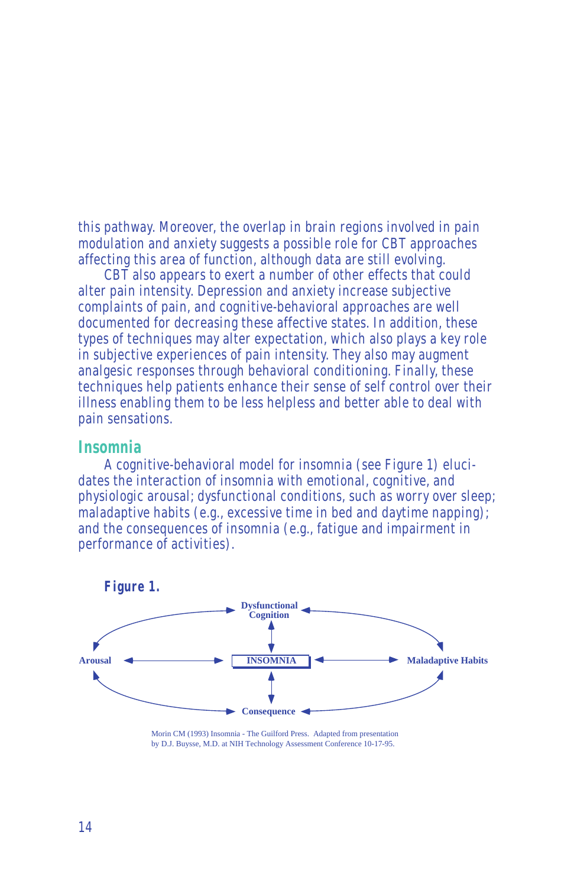this pathway. Moreover, the overlap in brain regions involved in pain modulation and anxiety suggests a possible role for CBT approaches affecting this area of function, although data are still evolving.

CBT also appears to exert a number of other effects that could alter pain intensity. Depression and anxiety increase subjective complaints of pain, and cognitive-behavioral approaches are well documented for decreasing these affective states. In addition, these types of techniques may alter expectation, which also plays a key role in subjective experiences of pain intensity. They also may augment analgesic responses through behavioral conditioning. Finally, these techniques help patients enhance their sense of self control over their illness enabling them to be less helpless and better able to deal with pain sensations.

## Insomnia

A cognitive-behavioral model for insomnia (see Figure 1) elucidates the interaction of insomnia with emotional, cognitive, and physiologic arousal; dysfunctional conditions, such as worry over sleep; maladaptive habits (e.g., excessive time in bed and daytime napping); and the consequences of insomnia (e.g., fatigue and impairment in performance of activities).

**Figure 1.**

Dysfunctional Cognition

Arousal — INSOMNIA — Maladaptive Habits

Consequence

Morin CM (1993) Insomnia - The Guilford Press. Adapted from presentation by D.J. Buysse, M.D. at NIH Technology Assessment Conference 10-17-95.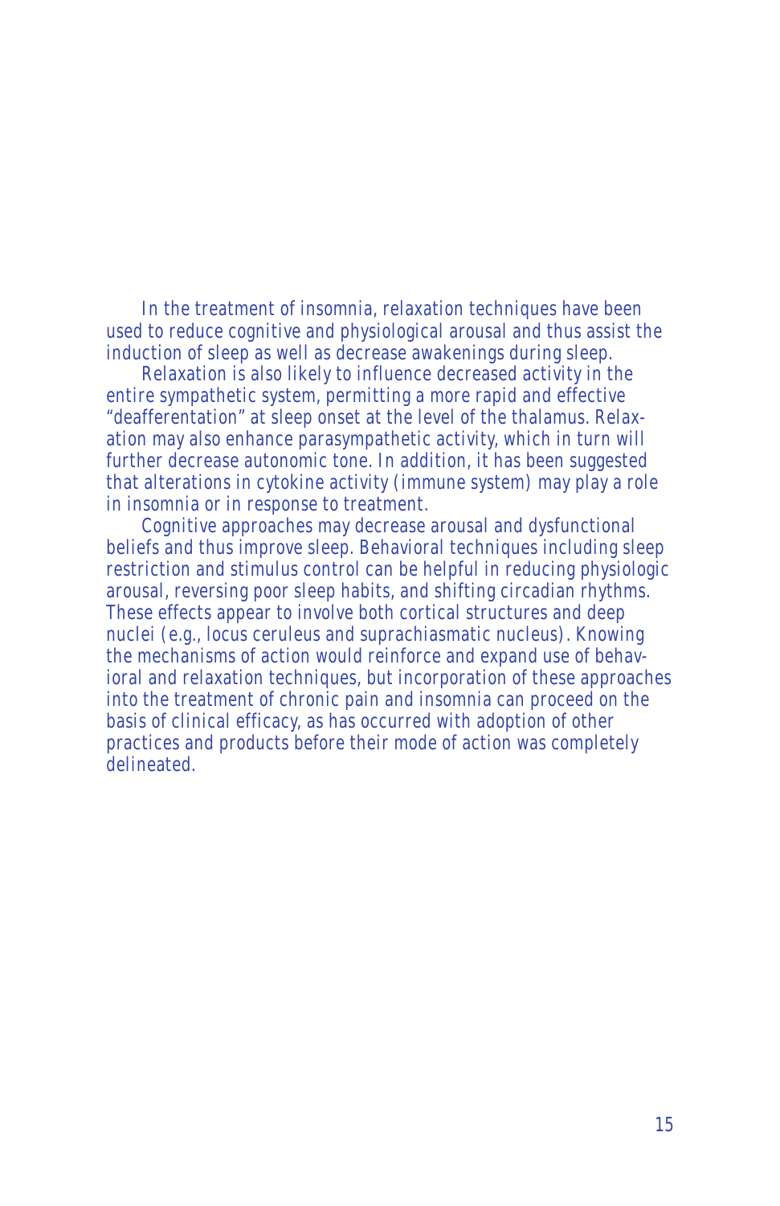In the treatment of insomnia, relaxation techniques have been used to reduce cognitive and physiological arousal and thus assist the induction of sleep as well as decrease awakenings during sleep.

Relaxation is also likely to influence decreased activity in the entire sympathetic system, permitting a more rapid and effective "deafferentation" at sleep onset at the level of the thalamus. Relaxation may also enhance parasympathetic activity, which in turn will further decrease autonomic tone. In addition, it has been suggested that alterations in cytokine activity (immune system) may play a role in insomnia or in response to treatment.

Cognitive approaches may decrease arousal and dysfunctional beliefs and thus improve sleep. Behavioral techniques including sleep restriction and stimulus control can be helpful in reducing physiologic arousal, reversing poor sleep habits, and shifting circadian rhythms. These effects appear to involve both cortical structures and deep nuclei (e.g., locus ceruleus and suprachiasmatic nucleus). Knowing the mechanisms of action would reinforce and expand use of behavioral and relaxation techniques, but incorporation of these approaches into the treatment of chronic pain and insomnia can proceed on the basis of clinical efficacy, as has occurred with adoption of other practices and products before their mode of action was completely delineated.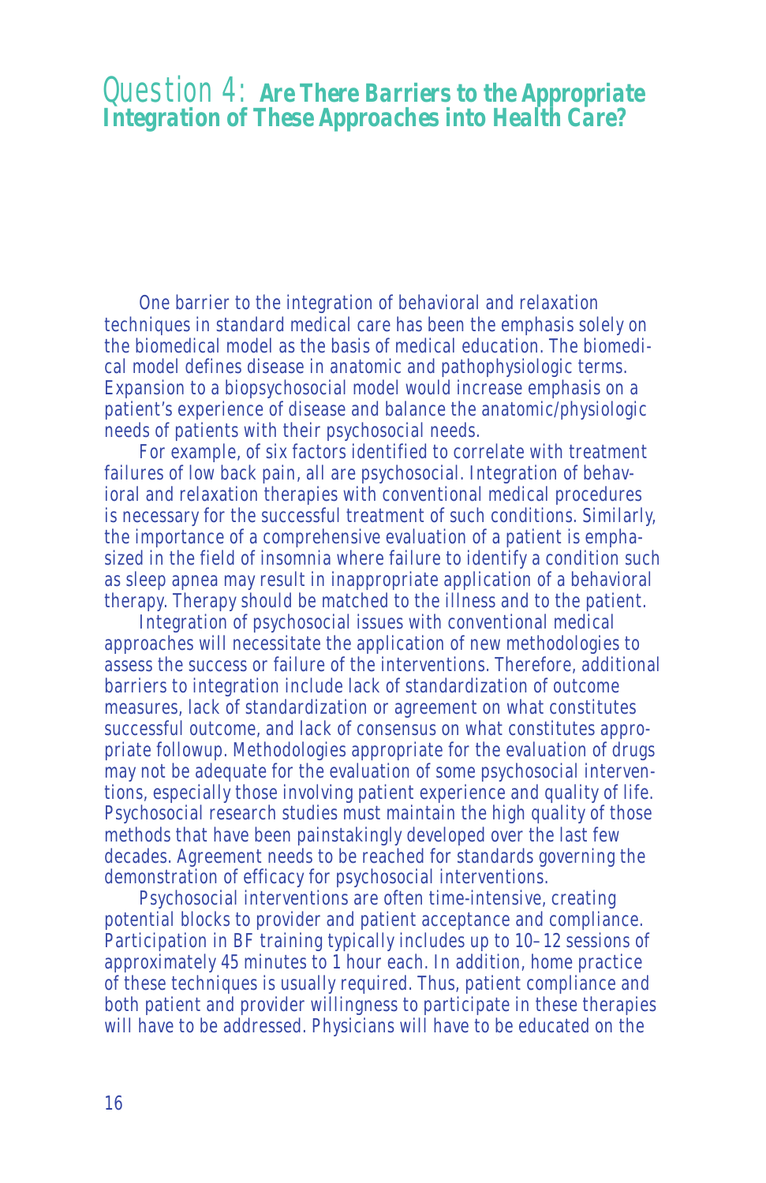# Question 4: *Are There Barriers to the Appropriate Integration of These Approaches into Health Care?*

One barrier to the integration of behavioral and relaxation techniques in standard medical care has been the emphasis solely on the biomedical model as the basis of medical education. The biomedical model defines disease in anatomic and pathophysiologic terms. Expansion to a biopsychosocial model would increase emphasis on a patient's experience of disease and balance the anatomic/physiologic needs of patients with their psychosocial needs.

For example, of six factors identified to correlate with treatment failures of low back pain, all are psychosocial. Integration of behavioral and relaxation therapies with conventional medical procedures is necessary for the successful treatment of such conditions. Similarly, the importance of a comprehensive evaluation of a patient is emphasized in the field of insomnia where failure to identify a condition such as sleep apnea may result in inappropriate application of a behavioral therapy. Therapy should be matched to the illness and to the patient.

Integration of psychosocial issues with conventional medical approaches will necessitate the application of new methodologies to assess the success or failure of the interventions. Therefore, additional barriers to integration include lack of standardization of outcome measures, lack of standardization or agreement on what constitutes successful outcome, and lack of consensus on what constitutes appropriate followup. Methodologies appropriate for the evaluation of drugs may not be adequate for the evaluation of some psychosocial interventions, especially those involving patient experience and quality of life. Psychosocial research studies must maintain the high quality of those methods that have been painstakingly developed over the last few decades. Agreement needs to be reached for standards governing the demonstration of efficacy for psychosocial interventions.

Psychosocial interventions are often time-intensive, creating potential blocks to provider and patient acceptance and compliance. Participation in BF training typically includes up to 10–12 sessions of approximately 45 minutes to 1 hour each. In addition, home practice of these techniques is usually required. Thus, patient compliance and both patient and provider willingness to participate in these therapies will have to be addressed. Physicians will have to be educated on the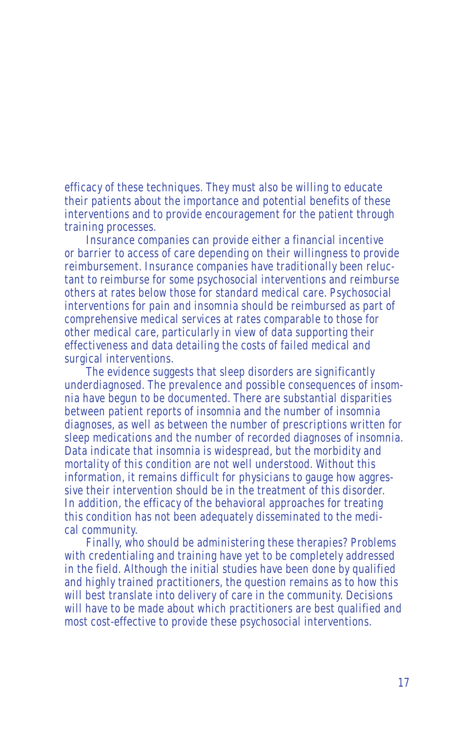efficacy of these techniques. They must also be willing to educate their patients about the importance and potential benefits of these interventions and to provide encouragement for the patient through training processes.

Insurance companies can provide either a financial incentive or barrier to access of care depending on their willingness to provide reimbursement. Insurance companies have traditionally been reluctant to reimburse for some psychosocial interventions and reimburse others at rates below those for standard medical care. Psychosocial interventions for pain and insomnia should be reimbursed as part of comprehensive medical services at rates comparable to those for other medical care, particularly in view of data supporting their effectiveness and data detailing the costs of failed medical and surgical interventions.

The evidence suggests that sleep disorders are significantly underdiagnosed. The prevalence and possible consequences of insomnia have begun to be documented. There are substantial disparities between patient reports of insomnia and the number of insomnia diagnoses, as well as between the number of prescriptions written for sleep medications and the number of recorded diagnoses of insomnia. Data indicate that insomnia is widespread, but the morbidity and mortality of this condition are not well understood. Without this information, it remains difficult for physicians to gauge how aggressive their intervention should be in the treatment of this disorder. In addition, the efficacy of the behavioral approaches for treating this condition has not been adequately disseminated to the medical community.

Finally, who should be administering these therapies? Problems with credentialing and training have yet to be completely addressed in the field. Although the initial studies have been done by qualified and highly trained practitioners, the question remains as to how this will best translate into delivery of care in the community. Decisions will have to be made about which practitioners are best qualified and most cost-effective to provide these psychosocial interventions.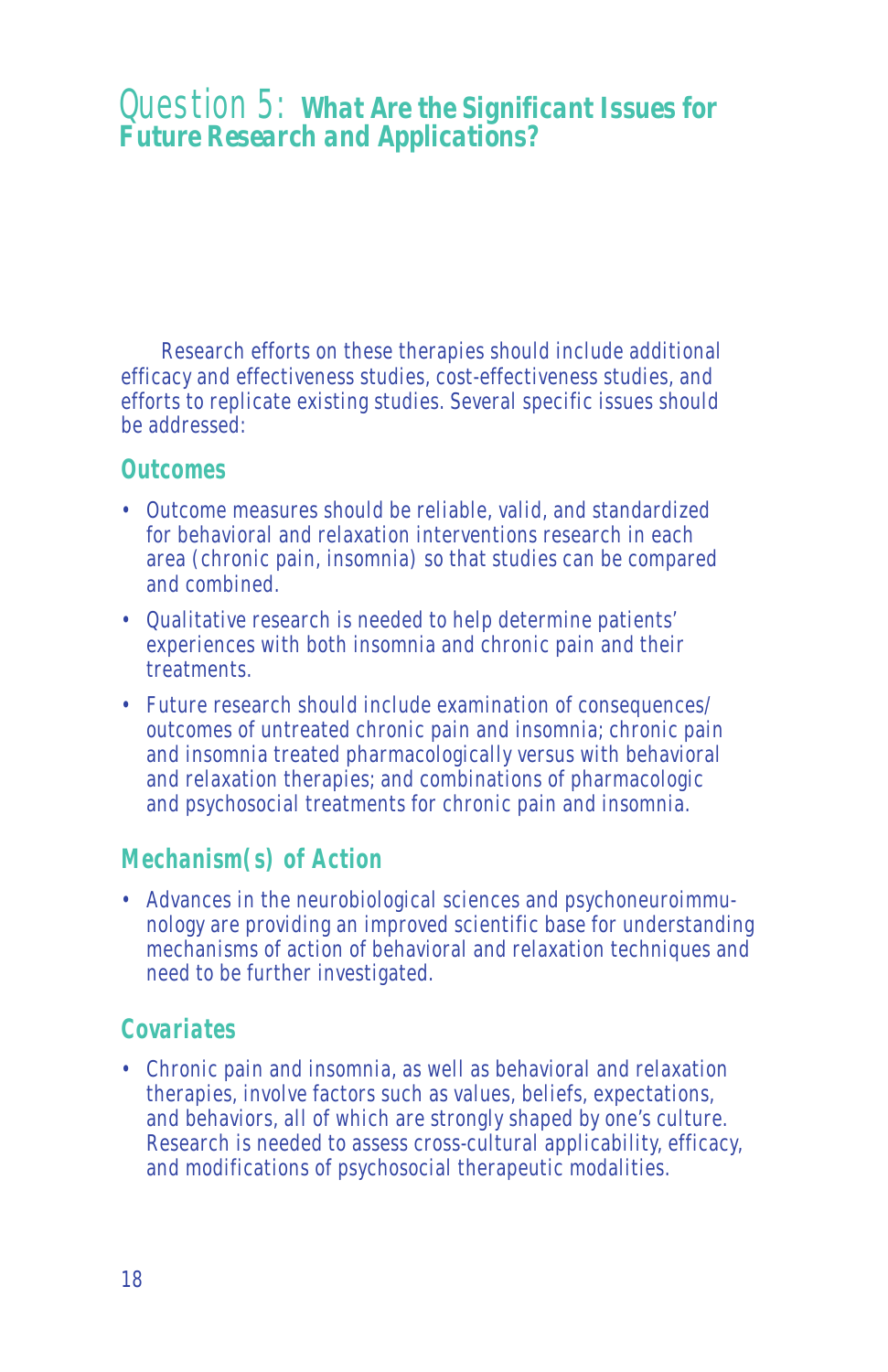# Question 5: What Are the Significant Issues for Future Research and Applications?

Research efforts on these therapies should include additional efficacy and effectiveness studies, cost-effectiveness studies, and efforts to replicate existing studies. Several specific issues should be addressed:

## Outcomes

- Outcome measures should be reliable, valid, and standardized for behavioral and relaxation interventions research in each area (chronic pain, insomnia) so that studies can be compared and combined.
- Qualitative research is needed to help determine patients' experiences with both insomnia and chronic pain and their treatments.
- Future research should include examination of consequences/outcomes of untreated chronic pain and insomnia; chronic pain and insomnia treated pharmacologically versus with behavioral and relaxation therapies; and combinations of pharmacologic and psychosocial treatments for chronic pain and insomnia.

## Mechanism(s) of Action

- Advances in the neurobiological sciences and psychoneuroimmunology are providing an improved scientific base for understanding mechanisms of action of behavioral and relaxation techniques and need to be further investigated.

## Covariates

- Chronic pain and insomnia, as well as behavioral and relaxation therapies, involve factors such as values, beliefs, expectations, and behaviors, all of which are strongly shaped by one's culture. Research is needed to assess cross-cultural applicability, efficacy, and modifications of psychosocial therapeutic modalities.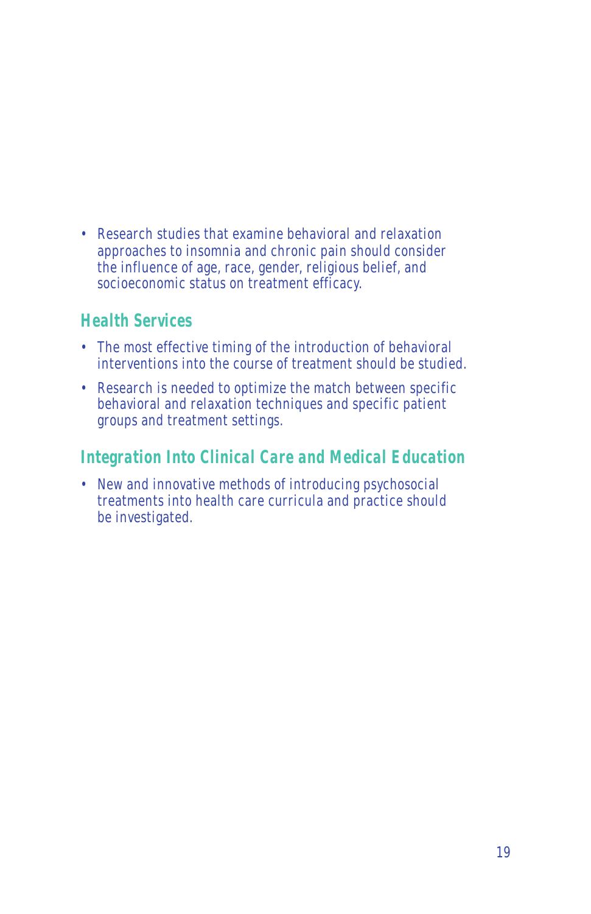- Research studies that examine behavioral and relaxation approaches to insomnia and chronic pain should consider the influence of age, race, gender, religious belief, and socioeconomic status on treatment efficacy.

## Health Services

- The most effective timing of the introduction of behavioral interventions into the course of treatment should be studied.
- Research is needed to optimize the match between specific behavioral and relaxation techniques and specific patient groups and treatment settings.

## Integration Into Clinical Care and Medical Education

- New and innovative methods of introducing psychosocial treatments into health care curricula and practice should be investigated.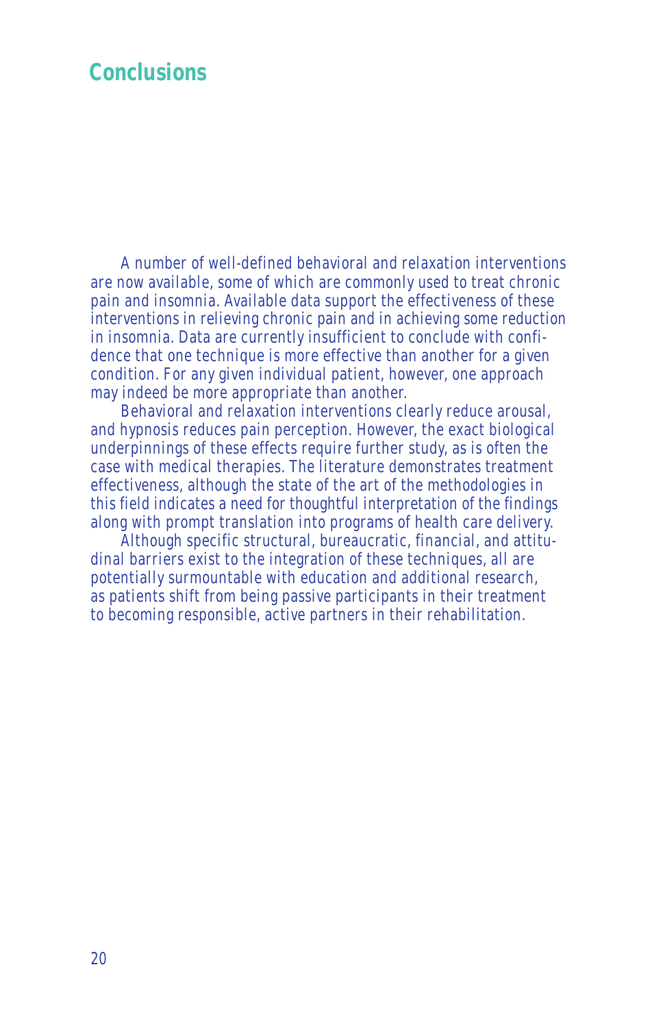## Conclusions

A number of well-defined behavioral and relaxation interventions are now available, some of which are commonly used to treat chronic pain and insomnia. Available data support the effectiveness of these interventions in relieving chronic pain and in achieving some reduction in insomnia. Data are currently insufficient to conclude with confidence that one technique is more effective than another for a given condition. For any given individual patient, however, one approach may indeed be more appropriate than another.

Behavioral and relaxation interventions clearly reduce arousal, and hypnosis reduces pain perception. However, the exact biological underpinnings of these effects require further study, as is often the case with medical therapies. The literature demonstrates treatment effectiveness, although the state of the art of the methodologies in this field indicates a need for thoughtful interpretation of the findings along with prompt translation into programs of health care delivery.

Although specific structural, bureaucratic, financial, and attitudinal barriers exist to the integration of these techniques, all are potentially surmountable with education and additional research, as patients shift from being passive participants in their treatment to becoming responsible, active partners in their rehabilitation.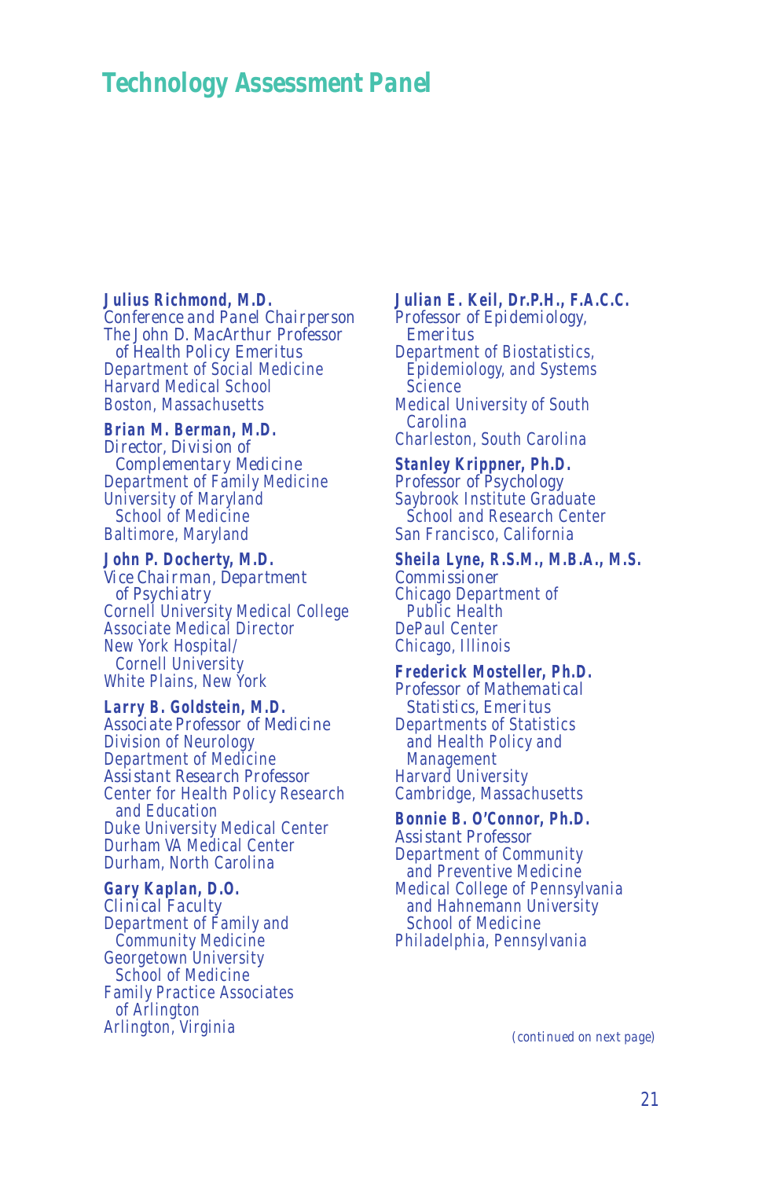# Technology Assessment Panel

**Julius Richmond, M.D.**
Conference and Panel Chairperson
The John D. MacArthur Professor of Health Policy Emeritus
Department of Social Medicine
Harvard Medical School
Boston, Massachusetts

**Brian M. Berman, M.D.**
Director, Division of Complementary Medicine
Department of Family Medicine
University of Maryland School of Medicine
Baltimore, Maryland

**John P. Docherty, M.D.**
Vice Chairman, Department of Psychiatry
Cornell University Medical College
Associate Medical Director
New York Hospital/Cornell University
White Plains, New York

**Larry B. Goldstein, M.D.**
Associate Professor of Medicine
Division of Neurology
Department of Medicine
Assistant Research Professor
Center for Health Policy Research and Education
Duke University Medical Center
Durham VA Medical Center
Durham, North Carolina

**Gary Kaplan, D.O.**
Clinical Faculty
Department of Family and Community Medicine
Georgetown University School of Medicine
Family Practice Associates of Arlington
Arlington, Virginia

**Julian E. Keil, Dr.P.H., F.A.C.C.**
Professor of Epidemiology, Emeritus
Department of Biostatistics, Epidemiology, and Systems Science
Medical University of South Carolina
Charleston, South Carolina

**Stanley Krippner, Ph.D.**
Professor of Psychology
Saybrook Institute Graduate School and Research Center
San Francisco, California

**Sheila Lyne, R.S.M., M.B.A., M.S.**
Commissioner
Chicago Department of Public Health
DePaul Center
Chicago, Illinois

**Frederick Mosteller, Ph.D.**
Professor of Mathematical Statistics, Emeritus
Departments of Statistics and Health Policy and Management
Harvard University
Cambridge, Massachusetts

**Bonnie B. O'Connor, Ph.D.**
Assistant Professor
Department of Community and Preventive Medicine
Medical College of Pennsylvania and Hahnemann University School of Medicine
Philadelphia, Pennsylvania

*(continued on next page)*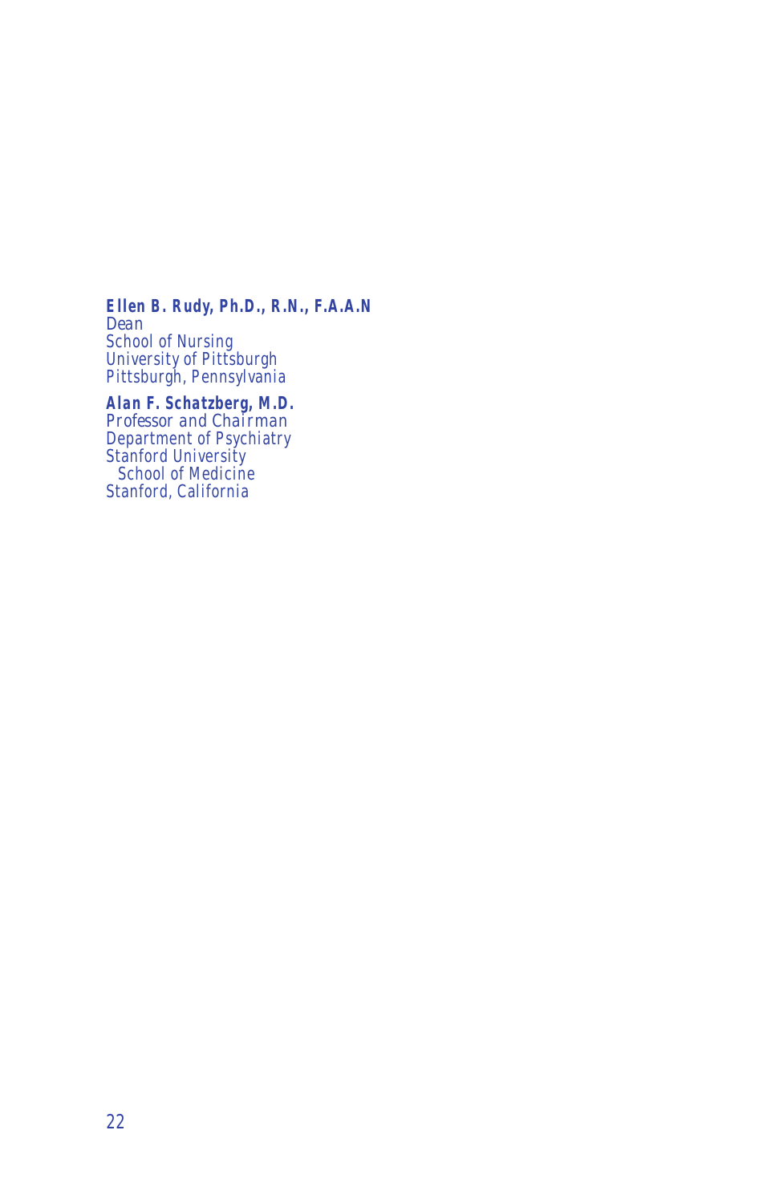**Ellen B. Rudy, Ph.D., R.N., F.A.A.N**
Dean
School of Nursing
University of Pittsburgh
Pittsburgh, Pennsylvania

**Alan F. Schatzberg, M.D.**
Professor and Chairman
Department of Psychiatry
Stanford University
School of Medicine
Stanford, California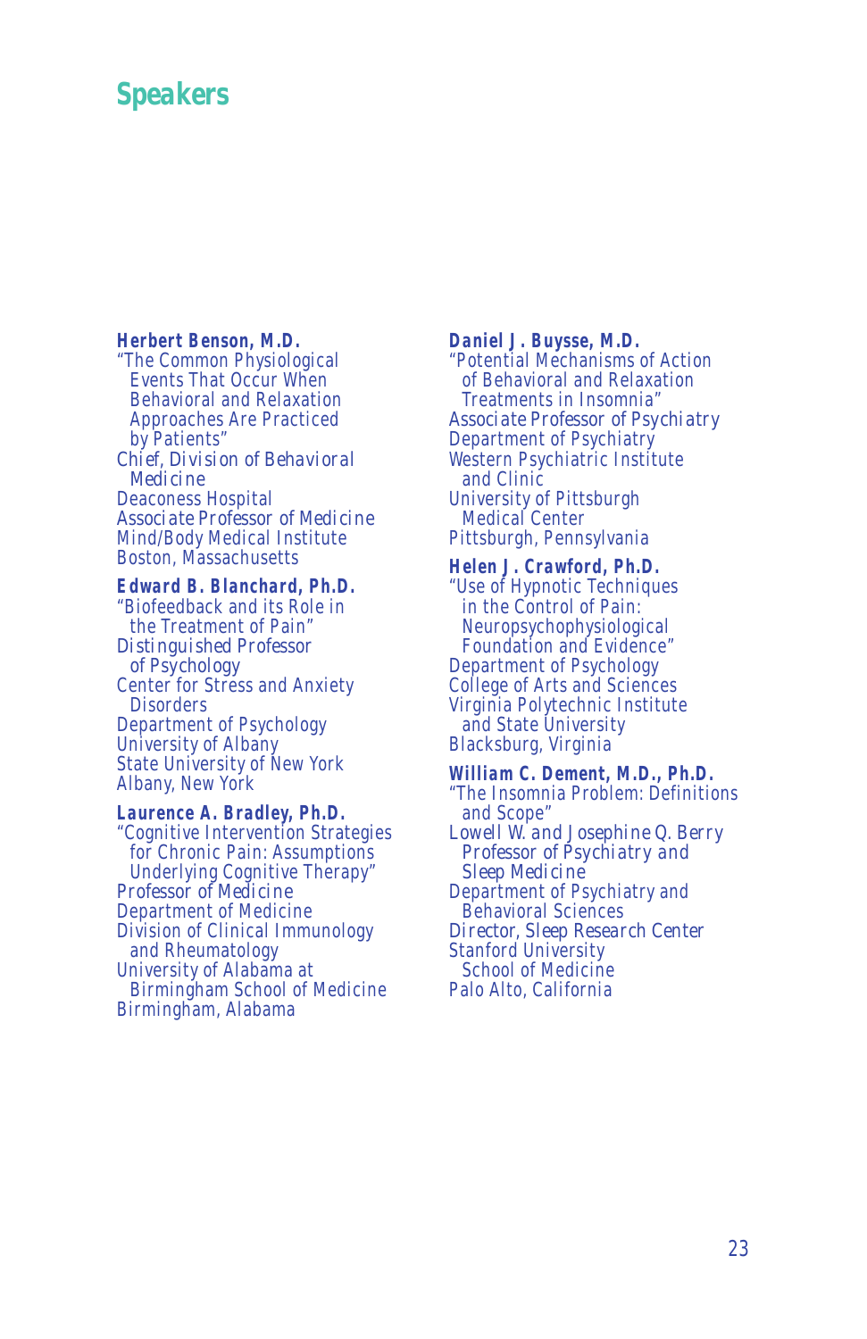# Speakers

**Herbert Benson, M.D.**
"The Common Physiological Events That Occur When Behavioral and Relaxation Approaches Are Practiced by Patients"
Chief, Division of Behavioral Medicine
Deaconess Hospital
Associate Professor of Medicine
Mind/Body Medical Institute
Boston, Massachusetts

**Edward B. Blanchard, Ph.D.**
"Biofeedback and its Role in the Treatment of Pain"
Distinguished Professor of Psychology
Center for Stress and Anxiety Disorders
Department of Psychology
University of Albany
State University of New York
Albany, New York

**Laurence A. Bradley, Ph.D.**
"Cognitive Intervention Strategies for Chronic Pain: Assumptions Underlying Cognitive Therapy"
Professor of Medicine
Department of Medicine
Division of Clinical Immunology and Rheumatology
University of Alabama at Birmingham School of Medicine
Birmingham, Alabama

**Daniel J. Buysse, M.D.**
"Potential Mechanisms of Action of Behavioral and Relaxation Treatments in Insomnia"
Associate Professor of Psychiatry
Department of Psychiatry
Western Psychiatric Institute and Clinic
University of Pittsburgh Medical Center
Pittsburgh, Pennsylvania

**Helen J. Crawford, Ph.D.**
"Use of Hypnotic Techniques in the Control of Pain: Neuropsychophysiological Foundation and Evidence"
Department of Psychology
College of Arts and Sciences
Virginia Polytechnic Institute and State University
Blacksburg, Virginia

**William C. Dement, M.D., Ph.D.**
"The Insomnia Problem: Definitions and Scope"
Lowell W. and Josephine Q. Berry Professor of Psychiatry and Sleep Medicine
Department of Psychiatry and Behavioral Sciences
Director, Sleep Research Center
Stanford University School of Medicine
Palo Alto, California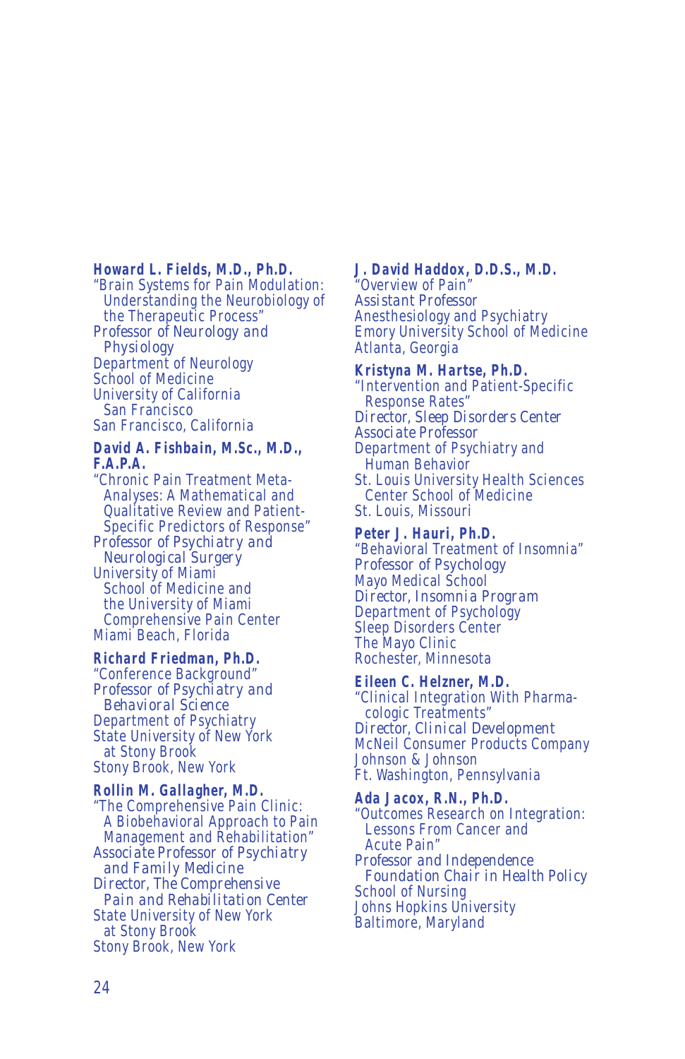**Howard L. Fields, M.D., Ph.D.**
"Brain Systems for Pain Modulation: Understanding the Neurobiology of the Therapeutic Process"
Professor of Neurology and Physiology
Department of Neurology
School of Medicine
University of California San Francisco
San Francisco, California

**David A. Fishbain, M.Sc., M.D., F.A.P.A.**
"Chronic Pain Treatment Meta-Analyses: A Mathematical and Qualitative Review and Patient-Specific Predictors of Response"
Professor of Psychiatry and Neurological Surgery
University of Miami School of Medicine and the University of Miami Comprehensive Pain Center
Miami Beach, Florida

**Richard Friedman, Ph.D.**
"Conference Background"
Professor of Psychiatry and Behavioral Science
Department of Psychiatry
State University of New York at Stony Brook
Stony Brook, New York

**Rollin M. Gallagher, M.D.**
"The Comprehensive Pain Clinic: A Biobehavioral Approach to Pain Management and Rehabilitation"
Associate Professor of Psychiatry and Family Medicine
Director, The Comprehensive Pain and Rehabilitation Center
State University of New York at Stony Brook
Stony Brook, New York

**J. David Haddox, D.D.S., M.D.**
"Overview of Pain"
Assistant Professor
Anesthesiology and Psychiatry
Emory University School of Medicine
Atlanta, Georgia

**Kristyna M. Hartse, Ph.D.**
"Intervention and Patient-Specific Response Rates"
Director, Sleep Disorders Center
Associate Professor
Department of Psychiatry and Human Behavior
St. Louis University Health Sciences Center School of Medicine
St. Louis, Missouri

**Peter J. Hauri, Ph.D.**
"Behavioral Treatment of Insomnia"
Professor of Psychology
Mayo Medical School
Director, Insomnia Program
Department of Psychology
Sleep Disorders Center
The Mayo Clinic
Rochester, Minnesota

**Eileen C. Helzner, M.D.**
"Clinical Integration With Pharmacologic Treatments"
Director, Clinical Development
McNeil Consumer Products Company
Johnson & Johnson
Ft. Washington, Pennsylvania

**Ada Jacox, R.N., Ph.D.**
"Outcomes Research on Integration: Lessons From Cancer and Acute Pain"
Professor and Independence Foundation Chair in Health Policy
School of Nursing
Johns Hopkins University
Baltimore, Maryland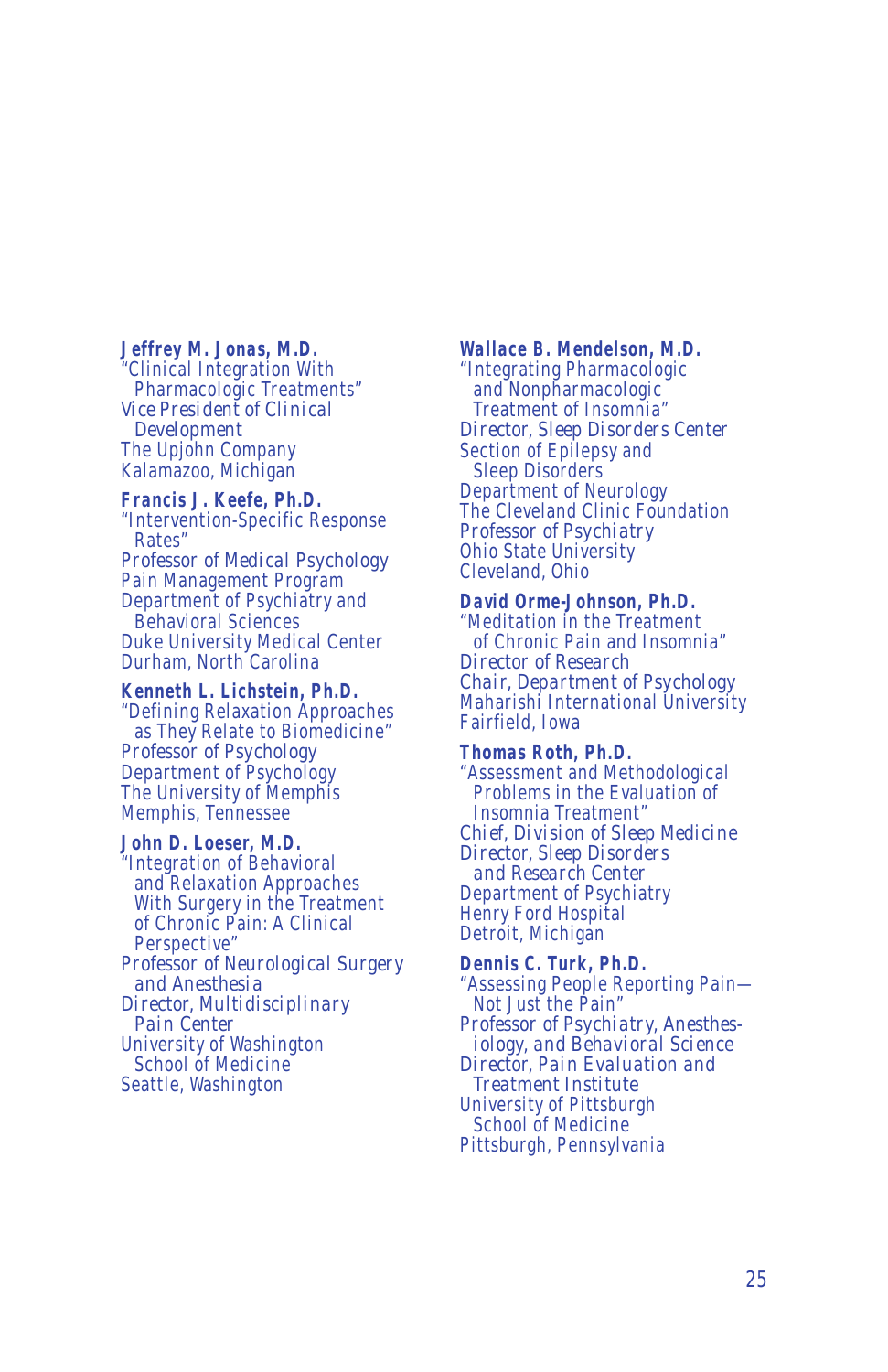**Jeffrey M. Jonas, M.D.**
"Clinical Integration With Pharmacologic Treatments"
Vice President of Clinical Development
The Upjohn Company
Kalamazoo, Michigan

**Francis J. Keefe, Ph.D.**
"Intervention-Specific Response Rates"
Professor of Medical Psychology
Pain Management Program
Department of Psychiatry and Behavioral Sciences
Duke University Medical Center
Durham, North Carolina

**Kenneth L. Lichstein, Ph.D.**
"Defining Relaxation Approaches as They Relate to Biomedicine"
Professor of Psychology
Department of Psychology
The University of Memphis
Memphis, Tennessee

**John D. Loeser, M.D.**
"Integration of Behavioral and Relaxation Approaches With Surgery in the Treatment of Chronic Pain: A Clinical Perspective"
Professor of Neurological Surgery and Anesthesia
Director, Multidisciplinary Pain Center
University of Washington School of Medicine
Seattle, Washington

**Wallace B. Mendelson, M.D.**
"Integrating Pharmacologic and Nonpharmacologic Treatment of Insomnia"
Director, Sleep Disorders Center
Section of Epilepsy and Sleep Disorders
Department of Neurology
The Cleveland Clinic Foundation
Professor of Psychiatry
Ohio State University
Cleveland, Ohio

**David Orme-Johnson, Ph.D.**
"Meditation in the Treatment of Chronic Pain and Insomnia"
Director of Research
Chair, Department of Psychology
Maharishi International University
Fairfield, Iowa

**Thomas Roth, Ph.D.**
"Assessment and Methodological Problems in the Evaluation of Insomnia Treatment"
Chief, Division of Sleep Medicine
Director, Sleep Disorders and Research Center
Department of Psychiatry
Henry Ford Hospital
Detroit, Michigan

**Dennis C. Turk, Ph.D.**
"Assessing People Reporting Pain—Not Just the Pain"
Professor of Psychiatry, Anesthesiology, and Behavioral Science
Director, Pain Evaluation and Treatment Institute
University of Pittsburgh School of Medicine
Pittsburgh, Pennsylvania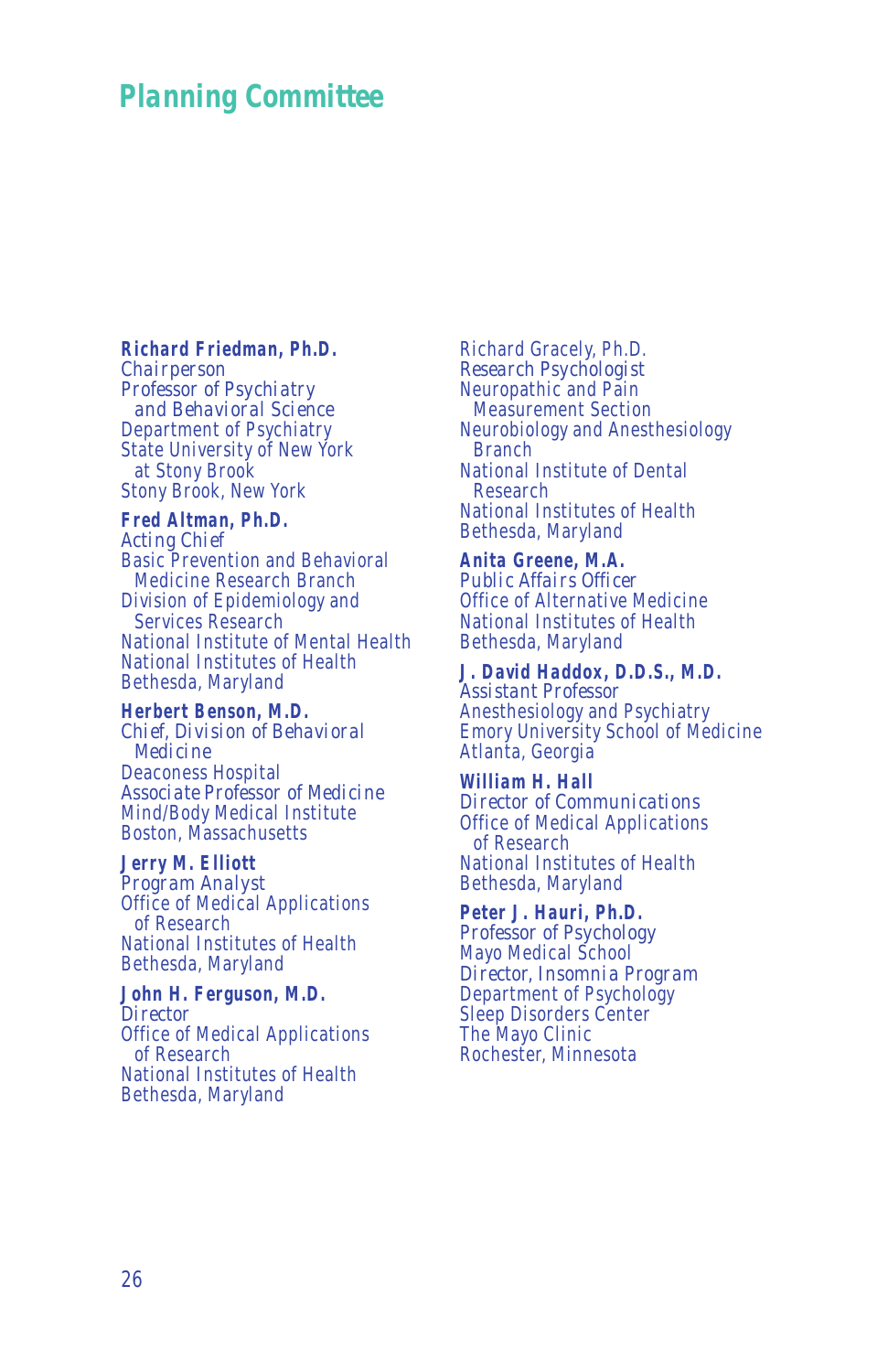# Planning Committee

**Richard Friedman, Ph.D.**
Chairperson
Professor of Psychiatry
and Behavioral Science
Department of Psychiatry
State University of New York
at Stony Brook
Stony Brook, New York

**Fred Altman, Ph.D.**
Acting Chief
Basic Prevention and Behavioral
Medicine Research Branch
Division of Epidemiology and
Services Research
National Institute of Mental Health
National Institutes of Health
Bethesda, Maryland

**Herbert Benson, M.D.**
Chief, Division of Behavioral
Medicine
Deaconess Hospital
Associate Professor of Medicine
Mind/Body Medical Institute
Boston, Massachusetts

**Jerry M. Elliott**
Program Analyst
Office of Medical Applications
of Research
National Institutes of Health
Bethesda, Maryland

**John H. Ferguson, M.D.**
Director
Office of Medical Applications
of Research
National Institutes of Health
Bethesda, Maryland

Richard Gracely, Ph.D.
Research Psychologist
Neuropathic and Pain
Measurement Section
Neurobiology and Anesthesiology
Branch
National Institute of Dental
Research
National Institutes of Health
Bethesda, Maryland

**Anita Greene, M.A.**
Public Affairs Officer
Office of Alternative Medicine
National Institutes of Health
Bethesda, Maryland

**J. David Haddox, D.D.S., M.D.**
Assistant Professor
Anesthesiology and Psychiatry
Emory University School of Medicine
Atlanta, Georgia

**William H. Hall**
Director of Communications
Office of Medical Applications
of Research
National Institutes of Health
Bethesda, Maryland

**Peter J. Hauri, Ph.D.**
Professor of Psychology
Mayo Medical School
Director, Insomnia Program
Department of Psychology
Sleep Disorders Center
The Mayo Clinic
Rochester, Minnesota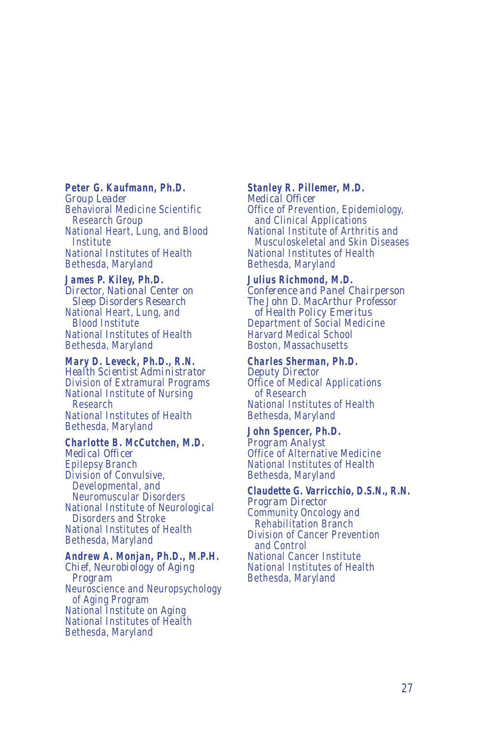**Peter G. Kaufmann, Ph.D.**
Group Leader
Behavioral Medicine Scientific Research Group
National Heart, Lung, and Blood Institute
National Institutes of Health
Bethesda, Maryland

**James P. Kiley, Ph.D.**
Director, National Center on Sleep Disorders Research
National Heart, Lung, and Blood Institute
National Institutes of Health
Bethesda, Maryland

**Mary D. Leveck, Ph.D., R.N.**
Health Scientist Administrator
Division of Extramural Programs
National Institute of Nursing Research
National Institutes of Health
Bethesda, Maryland

**Charlotte B. McCutchen, M.D.**
Medical Officer
Epilepsy Branch
Division of Convulsive, Developmental, and Neuromuscular Disorders
National Institute of Neurological Disorders and Stroke
National Institutes of Health
Bethesda, Maryland

**Andrew A. Monjan, Ph.D., M.P.H.**
Chief, Neurobiology of Aging Program
Neuroscience and Neuropsychology of Aging Program
National Institute on Aging
National Institutes of Health
Bethesda, Maryland

**Stanley R. Pillemer, M.D.**
Medical Officer
Office of Prevention, Epidemiology, and Clinical Applications
National Institute of Arthritis and Musculoskeletal and Skin Diseases
National Institutes of Health
Bethesda, Maryland

**Julius Richmond, M.D.**
Conference and Panel Chairperson
The John D. MacArthur Professor of Health Policy Emeritus
Department of Social Medicine
Harvard Medical School
Boston, Massachusetts

**Charles Sherman, Ph.D.**
Deputy Director
Office of Medical Applications of Research
National Institutes of Health
Bethesda, Maryland

**John Spencer, Ph.D.**
Program Analyst
Office of Alternative Medicine
National Institutes of Health
Bethesda, Maryland

**Claudette G. Varricchio, D.S.N., R.N.**
Program Director
Community Oncology and Rehabilitation Branch
Division of Cancer Prevention and Control
National Cancer Institute
National Institutes of Health
Bethesda, Maryland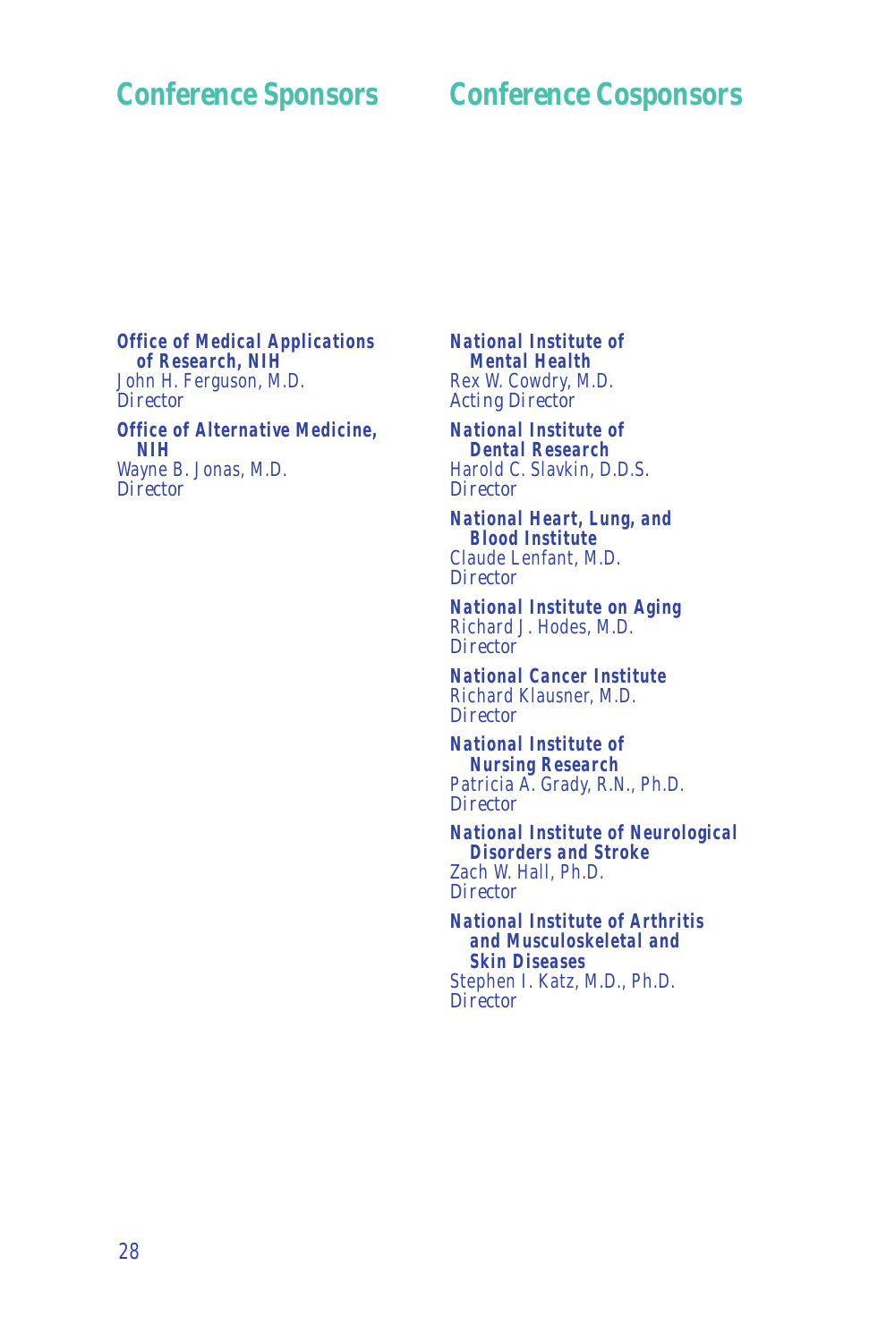## Conference Sponsors

**Office of Medical Applications of Research, NIH**
John H. Ferguson, M.D.
Director

**Office of Alternative Medicine, NIH**
Wayne B. Jonas, M.D.
Director

## Conference Cosponsors

**National Institute of Mental Health**
Rex W. Cowdry, M.D.
Acting Director

**National Institute of Dental Research**
Harold C. Slavkin, D.D.S.
Director

**National Heart, Lung, and Blood Institute**
Claude Lenfant, M.D.
Director

**National Institute on Aging**
Richard J. Hodes, M.D.
Director

**National Cancer Institute**
Richard Klausner, M.D.
Director

**National Institute of Nursing Research**
Patricia A. Grady, R.N., Ph.D.
Director

**National Institute of Neurological Disorders and Stroke**
Zach W. Hall, Ph.D.
Director

**National Institute of Arthritis and Musculoskeletal and Skin Diseases**
Stephen I. Katz, M.D., Ph.D.
Director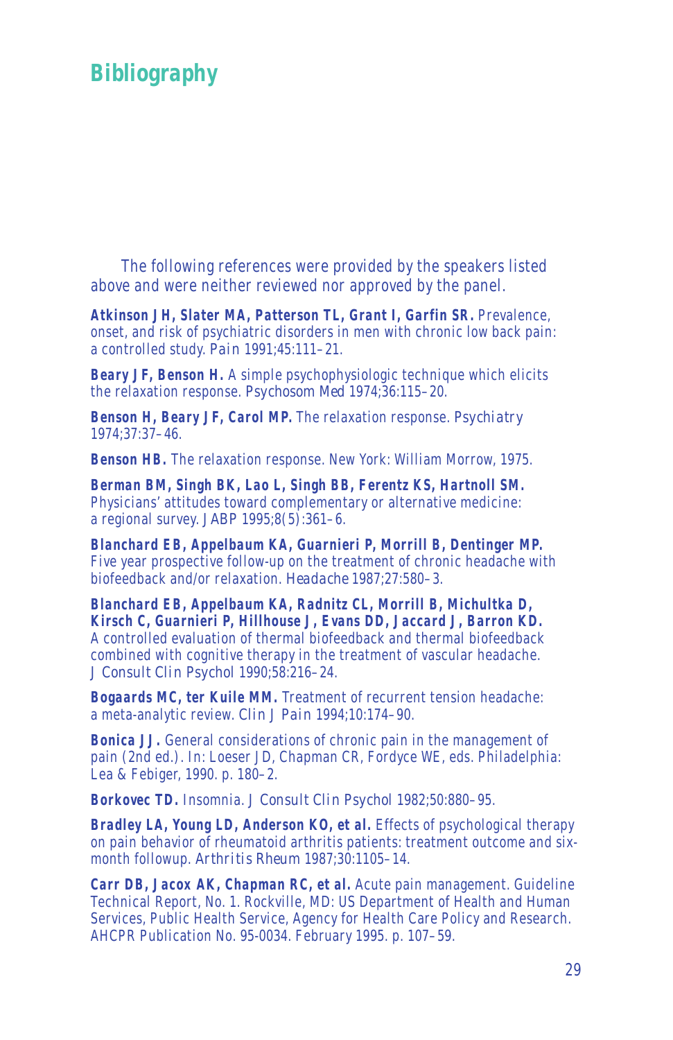# Bibliography

The following references were provided by the speakers listed above and were neither reviewed nor approved by the panel.

**Atkinson JH, Slater MA, Patterson TL, Grant I, Garfin SR.** Prevalence, onset, and risk of psychiatric disorders in men with chronic low back pain: a controlled study. *Pain* 1991;45:111–21.

**Beary JF, Benson H.** A simple psychophysiologic technique which elicits the relaxation response. *Psychosom Med* 1974;36:115–20.

**Benson H, Beary JF, Carol MP.** The relaxation response. *Psychiatry* 1974;37:37–46.

**Benson HB.** The relaxation response. New York: William Morrow, 1975.

**Berman BM, Singh BK, Lao L, Singh BB, Ferentz KS, Hartnoll SM.** Physicians' attitudes toward complementary or alternative medicine: a regional survey. *JABP* 1995;8(5):361–6.

**Blanchard EB, Appelbaum KA, Guarnieri P, Morrill B, Dentinger MP.** Five year prospective follow-up on the treatment of chronic headache with biofeedback and/or relaxation. *Headache* 1987;27:580–3.

**Blanchard EB, Appelbaum KA, Radnitz CL, Morrill B, Michultka D, Kirsch C, Guarnieri P, Hillhouse J, Evans DD, Jaccard J, Barron KD.** A controlled evaluation of thermal biofeedback and thermal biofeedback combined with cognitive therapy in the treatment of vascular headache. *J Consult Clin Psychol* 1990;58:216–24.

**Bogaards MC, ter Kuile MM.** Treatment of recurrent tension headache: a meta-analytic review. *Clin J Pain* 1994;10:174–90.

**Bonica JJ.** General considerations of chronic pain in the management of pain (2nd ed.). In: Loeser JD, Chapman CR, Fordyce WE, eds. Philadelphia: Lea & Febiger, 1990. p. 180–2.

**Borkovec TD.** Insomnia. *J Consult Clin Psychol* 1982;50:880–95.

**Bradley LA, Young LD, Anderson KO, et al.** Effects of psychological therapy on pain behavior of rheumatoid arthritis patients: treatment outcome and six-month followup. *Arthritis Rheum* 1987;30:1105–14.

**Carr DB, Jacox AK, Chapman RC, et al.** Acute pain management. Guideline Technical Report, No. 1. Rockville, MD: US Department of Health and Human Services, Public Health Service, Agency for Health Care Policy and Research. AHCPR Publication No. 95-0034. February 1995. p. 107–59.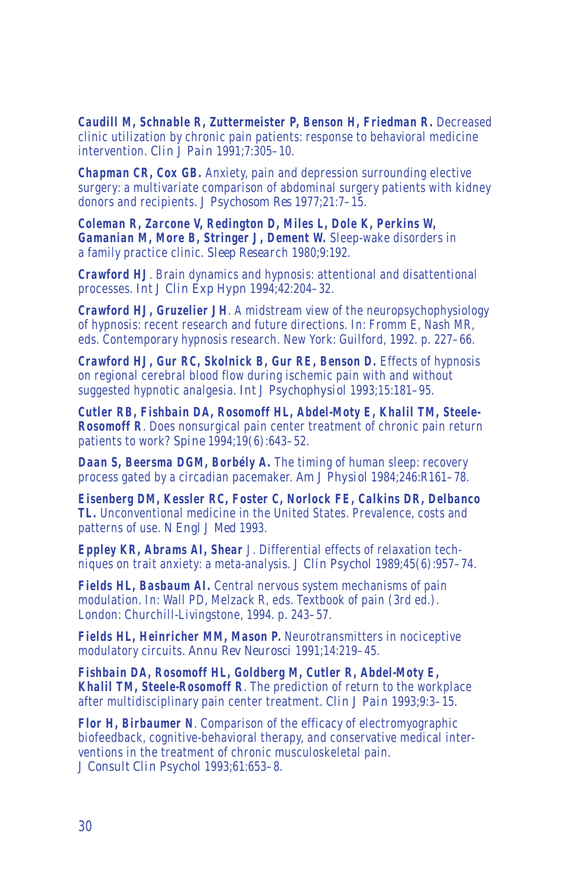**Caudill M, Schnable R, Zuttermeister P, Benson H, Friedman R.** Decreased clinic utilization by chronic pain patients: response to behavioral medicine intervention. Clin J Pain 1991;7:305–10.

**Chapman CR, Cox GB.** Anxiety, pain and depression surrounding elective surgery: a multivariate comparison of abdominal surgery patients with kidney donors and recipients. J Psychosom Res 1977;21:7–15.

**Coleman R, Zarcone V, Redington D, Miles L, Dole K, Perkins W, Gamanian M, More B, Stringer J, Dement W.** Sleep-wake disorders in a family practice clinic. Sleep Research 1980;9:192.

**Crawford HJ**. Brain dynamics and hypnosis: attentional and disattentional processes. Int J Clin Exp Hypn 1994;42:204–32.

**Crawford HJ, Gruzelier JH**. A midstream view of the neuropsychophysiology of hypnosis: recent research and future directions. In: Fromm E, Nash MR, eds. Contemporary hypnosis research. New York: Guilford, 1992. p. 227–66.

**Crawford HJ, Gur RC, Skolnick B, Gur RE, Benson D.** Effects of hypnosis on regional cerebral blood flow during ischemic pain with and without suggested hypnotic analgesia. Int J Psychophysiol 1993;15:181–95.

**Cutler RB, Fishbain DA, Rosomoff HL, Abdel-Moty E, Khalil TM, Steele-Rosomoff R**. Does nonsurgical pain center treatment of chronic pain return patients to work? Spine 1994;19(6):643–52.

**Daan S, Beersma DGM, Borbély A.** The timing of human sleep: recovery process gated by a circadian pacemaker. Am J Physiol 1984;246:R161–78.

**Eisenberg DM, Kessler RC, Foster C, Norlock FE, Calkins DR, Delbanco TL.** Unconventional medicine in the United States. Prevalence, costs and patterns of use. N Engl J Med 1993.

**Eppley KR, Abrams AI, Shear** J. Differential effects of relaxation techniques on trait anxiety: a meta-analysis. J Clin Psychol 1989;45(6):957–74.

**Fields HL, Basbaum AI.** Central nervous system mechanisms of pain modulation. In: Wall PD, Melzack R, eds. Textbook of pain (3rd ed.). London: Churchill-Livingstone, 1994. p. 243–57.

**Fields HL, Heinricher MM, Mason P.** Neurotransmitters in nociceptive modulatory circuits. Annu Rev Neurosci 1991;14:219–45.

**Fishbain DA, Rosomoff HL, Goldberg M, Cutler R, Abdel-Moty E, Khalil TM, Steele-Rosomoff R**. The prediction of return to the workplace after multidisciplinary pain center treatment. Clin J Pain 1993;9:3–15.

**Flor H, Birbaumer N**. Comparison of the efficacy of electromyographic biofeedback, cognitive-behavioral therapy, and conservative medical interventions in the treatment of chronic musculoskeletal pain. J Consult Clin Psychol 1993;61:653–8.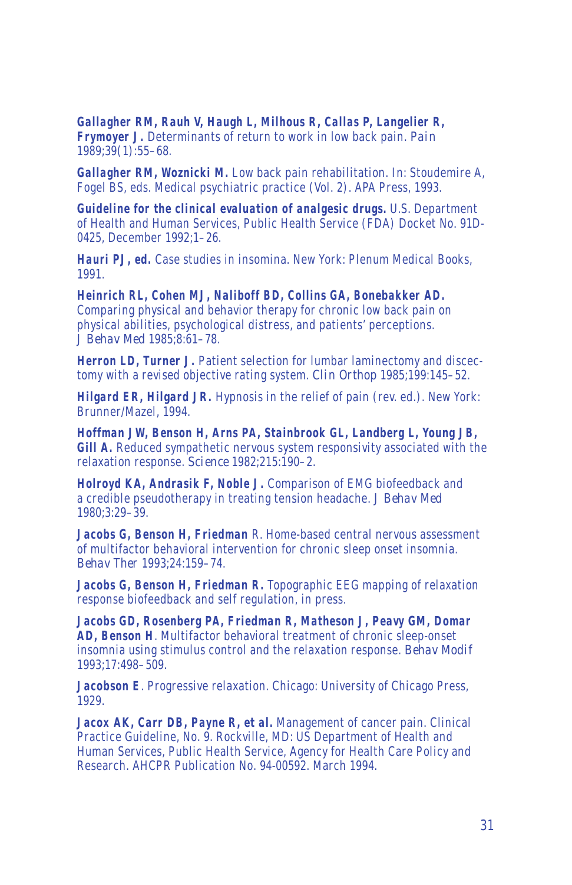**Gallagher RM, Rauh V, Haugh L, Milhous R, Callas P, Langelier R, Frymoyer J.** Determinants of return to work in low back pain. *Pain* 1989;39(1):55–68.

**Gallagher RM, Woznicki M.** Low back pain rehabilitation. In: Stoudemire A, Fogel BS, eds. Medical psychiatric practice (Vol. 2). APA Press, 1993.

**Guideline for the clinical evaluation of analgesic drugs.** U.S. Department of Health and Human Services, Public Health Service (FDA) Docket No. 91D-0425, December 1992;1–26.

**Hauri PJ, ed.** Case studies in insomina. New York: Plenum Medical Books, 1991.

**Heinrich RL, Cohen MJ, Naliboff BD, Collins GA, Bonebakker AD.** Comparing physical and behavior therapy for chronic low back pain on physical abilities, psychological distress, and patients' perceptions. *J Behav Med* 1985;8:61–78.

**Herron LD, Turner J.** Patient selection for lumbar laminectomy and discectomy with a revised objective rating system. *Clin Orthop* 1985;199:145–52.

**Hilgard ER, Hilgard JR.** Hypnosis in the relief of pain (rev. ed.). New York: Brunner/Mazel, 1994.

**Hoffman JW, Benson H, Arns PA, Stainbrook GL, Landberg L, Young JB, Gill A.** Reduced sympathetic nervous system responsivity associated with the relaxation response. *Science* 1982;215:190–2.

**Holroyd KA, Andrasik F, Noble J.** Comparison of EMG biofeedback and a credible pseudotherapy in treating tension headache. *J Behav Med* 1980;3:29–39.

**Jacobs G, Benson H, Friedman** R. Home-based central nervous assessment of multifactor behavioral intervention for chronic sleep onset insomnia. *Behav Ther* 1993;24:159–74.

**Jacobs G, Benson H, Friedman R.** Topographic EEG mapping of relaxation response biofeedback and self regulation, in press.

**Jacobs GD, Rosenberg PA, Friedman R, Matheson J, Peavy GM, Domar AD, Benson H**. Multifactor behavioral treatment of chronic sleep-onset insomnia using stimulus control and the relaxation response. *Behav Modif* 1993;17:498–509.

**Jacobson E**. Progressive relaxation. Chicago: University of Chicago Press, 1929.

**Jacox AK, Carr DB, Payne R, et al.** Management of cancer pain. Clinical Practice Guideline, No. 9. Rockville, MD: US Department of Health and Human Services, Public Health Service, Agency for Health Care Policy and Research. AHCPR Publication No. 94-00592. March 1994.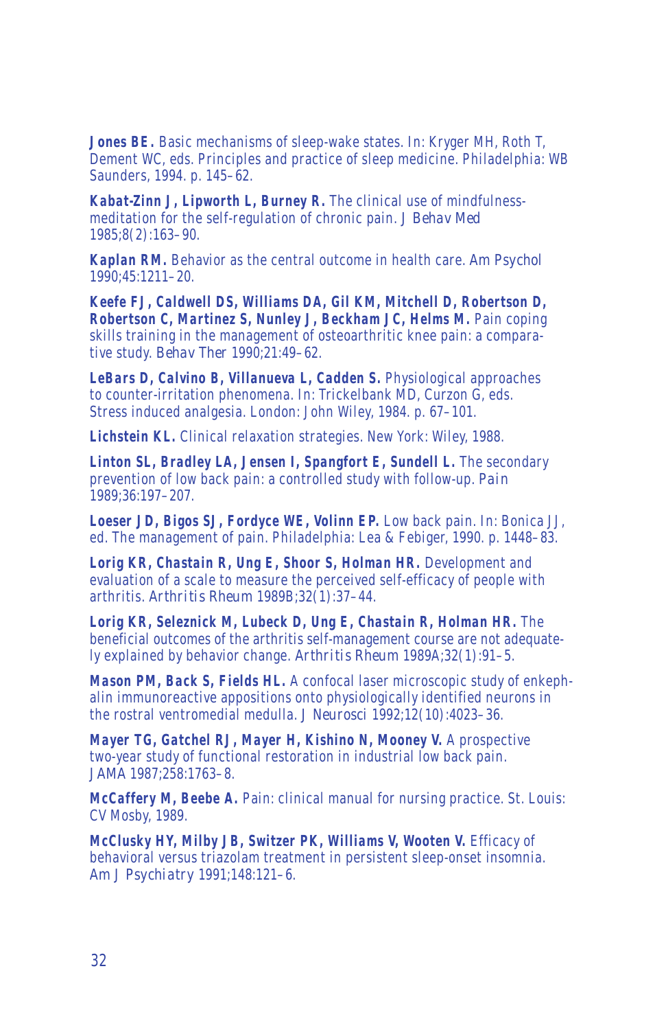**Jones BE.** Basic mechanisms of sleep-wake states. In: Kryger MH, Roth T, Dement WC, eds. Principles and practice of sleep medicine. Philadelphia: WB Saunders, 1994. p. 145–62.

**Kabat-Zinn J, Lipworth L, Burney R.** The clinical use of mindfulness-meditation for the self-regulation of chronic pain. *J Behav Med* 1985;8(2):163–90.

**Kaplan RM.** Behavior as the central outcome in health care. *Am Psychol* 1990;45:1211–20.

**Keefe FJ, Caldwell DS, Williams DA, Gil KM, Mitchell D, Robertson D, Robertson C, Martinez S, Nunley J, Beckham JC, Helms M.** Pain coping skills training in the management of osteoarthritic knee pain: a comparative study. *Behav Ther* 1990;21:49–62.

**LeBars D, Calvino B, Villanueva L, Cadden S.** Physiological approaches to counter-irritation phenomena. In: Trickelbank MD, Curzon G, eds. Stress induced analgesia. London: John Wiley, 1984. p. 67–101.

**Lichstein KL.** Clinical relaxation strategies. New York: Wiley, 1988.

**Linton SL, Bradley LA, Jensen I, Spangfort E, Sundell L.** The secondary prevention of low back pain: a controlled study with follow-up. *Pain* 1989;36:197–207.

**Loeser JD, Bigos SJ, Fordyce WE, Volinn EP.** Low back pain. In: Bonica JJ, ed. The management of pain. Philadelphia: Lea & Febiger, 1990. p. 1448–83.

**Lorig KR, Chastain R, Ung E, Shoor S, Holman HR.** Development and evaluation of a scale to measure the perceived self-efficacy of people with arthritis. *Arthritis Rheum* 1989B;32(1):37–44.

**Lorig KR, Seleznick M, Lubeck D, Ung E, Chastain R, Holman HR.** The beneficial outcomes of the arthritis self-management course are not adequately explained by behavior change. *Arthritis Rheum* 1989A;32(1):91–5.

**Mason PM, Back S, Fields HL.** A confocal laser microscopic study of enkephalin immunoreactive appositions onto physiologically identified neurons in the rostral ventromedial medulla. *J Neurosci* 1992;12(10):4023–36.

**Mayer TG, Gatchel RJ, Mayer H, Kishino N, Mooney V.** A prospective two-year study of functional restoration in industrial low back pain. *JAMA* 1987;258:1763–8.

**McCaffery M, Beebe A.** Pain: clinical manual for nursing practice. St. Louis: CV Mosby, 1989.

**McClusky HY, Milby JB, Switzer PK, Williams V, Wooten V.** Efficacy of behavioral versus triazolam treatment in persistent sleep-onset insomnia. *Am J Psychiatry* 1991;148:121–6.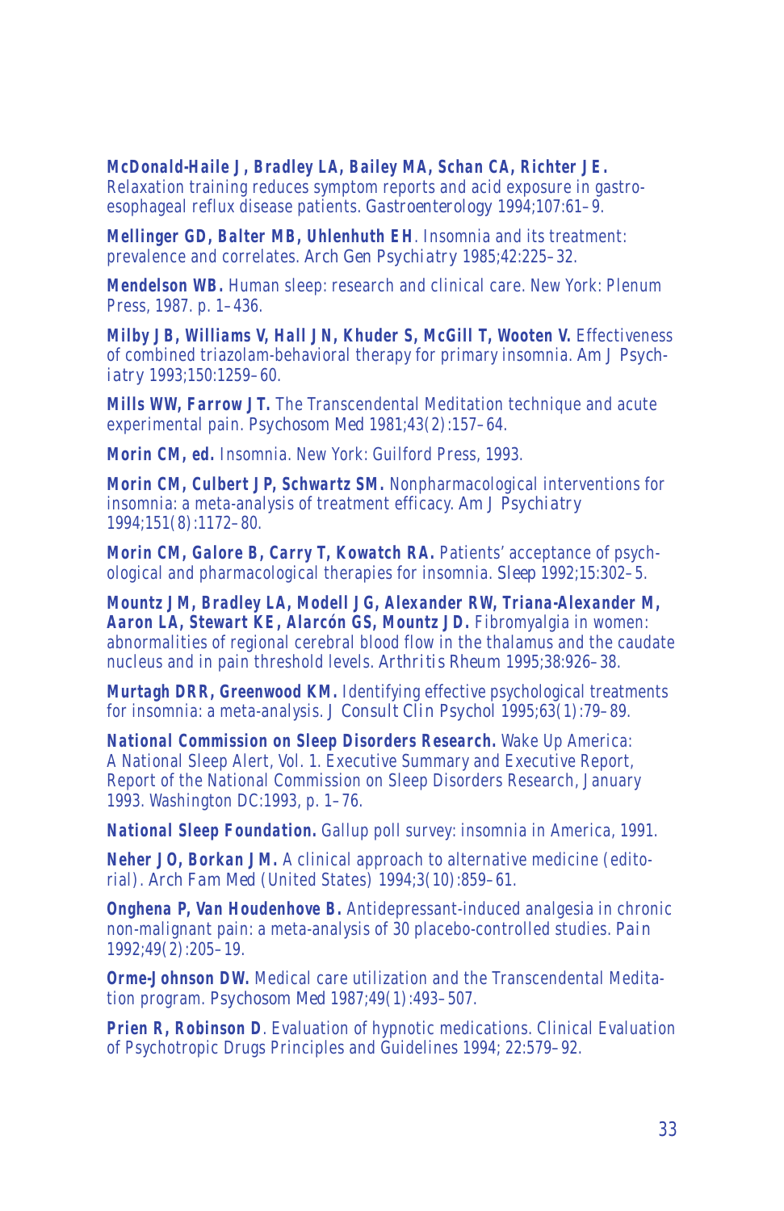**McDonald-Haile J, Bradley LA, Bailey MA, Schan CA, Richter JE.** Relaxation training reduces symptom reports and acid exposure in gastroesophageal reflux disease patients. *Gastroenterology* 1994;107:61–9.

**Mellinger GD, Balter MB, Uhlenhuth EH**. Insomnia and its treatment: prevalence and correlates. *Arch Gen Psychiatry* 1985;42:225–32.

**Mendelson WB.** Human sleep: research and clinical care. New York: Plenum Press, 1987. p. 1–436.

**Milby JB, Williams V, Hall JN, Khuder S, McGill T, Wooten V.** Effectiveness of combined triazolam-behavioral therapy for primary insomnia. *Am J Psychiatry* 1993;150:1259–60.

**Mills WW, Farrow JT.** The Transcendental Meditation technique and acute experimental pain. *Psychosom Med* 1981;43(2):157–64.

**Morin CM, ed.** Insomnia. New York: Guilford Press, 1993.

**Morin CM, Culbert JP, Schwartz SM.** Nonpharmacological interventions for insomnia: a meta-analysis of treatment efficacy. *Am J Psychiatry* 1994;151(8):1172–80.

**Morin CM, Galore B, Carry T, Kowatch RA.** Patients' acceptance of psychological and pharmacological therapies for insomnia. *Sleep* 1992;15:302–5.

**Mountz JM, Bradley LA, Modell JG, Alexander RW, Triana-Alexander M, Aaron LA, Stewart KE, Alarcón GS, Mountz JD.** Fibromyalgia in women: abnormalities of regional cerebral blood flow in the thalamus and the caudate nucleus and in pain threshold levels. *Arthritis Rheum* 1995;38:926–38.

**Murtagh DRR, Greenwood KM.** Identifying effective psychological treatments for insomnia: a meta-analysis. *J Consult Clin Psychol* 1995;63(1):79–89.

**National Commission on Sleep Disorders Research.** Wake Up America: A National Sleep Alert, Vol. 1. Executive Summary and Executive Report, Report of the National Commission on Sleep Disorders Research, January 1993. Washington DC:1993, p. 1–76.

**National Sleep Foundation.** Gallup poll survey: insomnia in America, 1991.

**Neher JO, Borkan JM.** A clinical approach to alternative medicine (editorial). *Arch Fam Med (United States)* 1994;3(10):859–61.

**Onghena P, Van Houdenhove B.** Antidepressant-induced analgesia in chronic non-malignant pain: a meta-analysis of 30 placebo-controlled studies. *Pain* 1992;49(2):205–19.

**Orme-Johnson DW.** Medical care utilization and the Transcendental Meditation program. *Psychosom Med* 1987;49(1):493–507.

**Prien R, Robinson D**. Evaluation of hypnotic medications. Clinical Evaluation of Psychotropic Drugs Principles and Guidelines 1994; 22:579–92.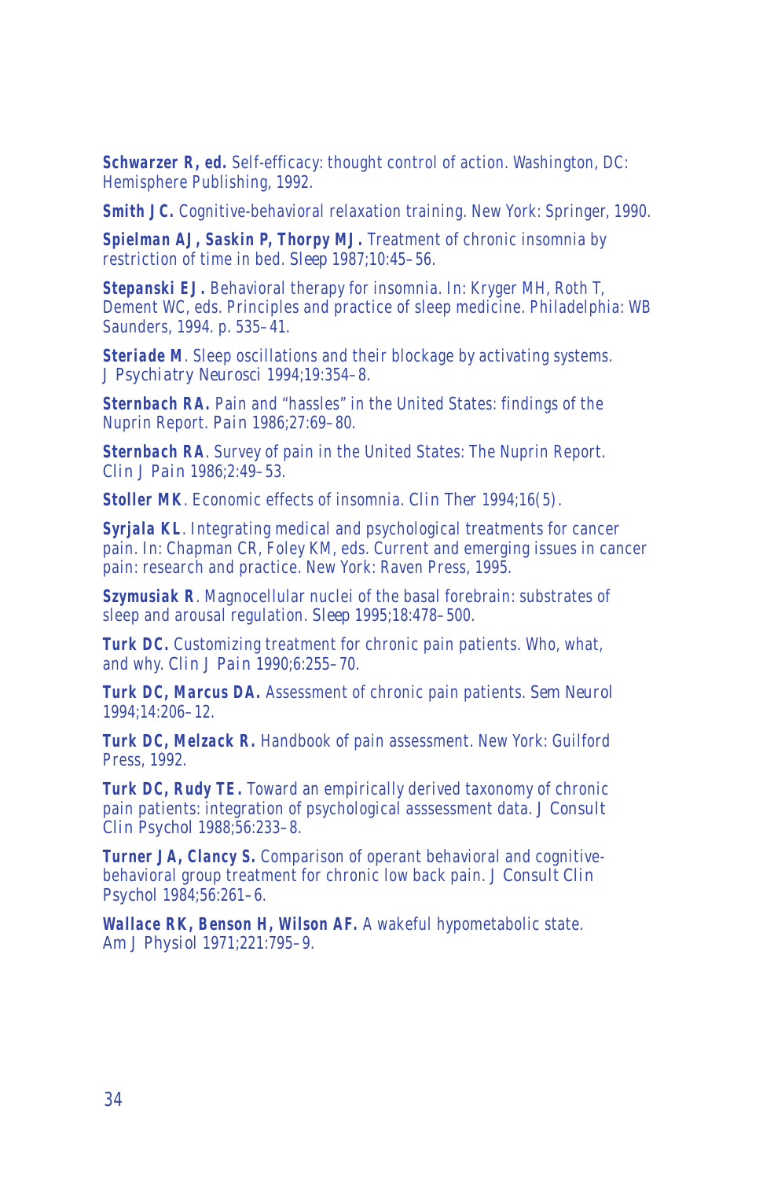**Schwarzer R, ed.** Self-efficacy: thought control of action. Washington, DC: Hemisphere Publishing, 1992.

**Smith JC.** Cognitive-behavioral relaxation training. New York: Springer, 1990.

**Spielman AJ, Saskin P, Thorpy MJ.** Treatment of chronic insomnia by restriction of time in bed. *Sleep* 1987;10:45–56.

**Stepanski EJ.** Behavioral therapy for insomnia. In: Kryger MH, Roth T, Dement WC, eds. Principles and practice of sleep medicine. Philadelphia: WB Saunders, 1994. p. 535–41.

**Steriade M**. Sleep oscillations and their blockage by activating systems. *J Psychiatry Neurosci* 1994;19:354–8.

**Sternbach RA.** Pain and "hassles" in the United States: findings of the Nuprin Report. *Pain* 1986;27:69–80.

**Sternbach RA**. Survey of pain in the United States: The Nuprin Report. *Clin J Pain* 1986;2:49–53.

**Stoller MK**. Economic effects of insomnia. *Clin Ther* 1994;16(5).

**Syrjala KL**. Integrating medical and psychological treatments for cancer pain. In: Chapman CR, Foley KM, eds. Current and emerging issues in cancer pain: research and practice. New York: Raven Press, 1995.

**Szymusiak R**. Magnocellular nuclei of the basal forebrain: substrates of sleep and arousal regulation. *Sleep* 1995;18:478–500.

**Turk DC.** Customizing treatment for chronic pain patients. Who, what, and why. *Clin J Pain* 1990;6:255–70.

**Turk DC, Marcus DA.** Assessment of chronic pain patients. *Sem Neurol* 1994;14:206–12.

**Turk DC, Melzack R.** Handbook of pain assessment. New York: Guilford Press, 1992.

**Turk DC, Rudy TE.** Toward an empirically derived taxonomy of chronic pain patients: integration of psychological asssessment data. *J Consult Clin Psychol* 1988;56:233–8.

**Turner JA, Clancy S.** Comparison of operant behavioral and cognitive-behavioral group treatment for chronic low back pain. *J Consult Clin Psychol* 1984;56:261–6.

**Wallace RK, Benson H, Wilson AF.** A wakeful hypometabolic state. *Am J Physiol* 1971;221:795–9.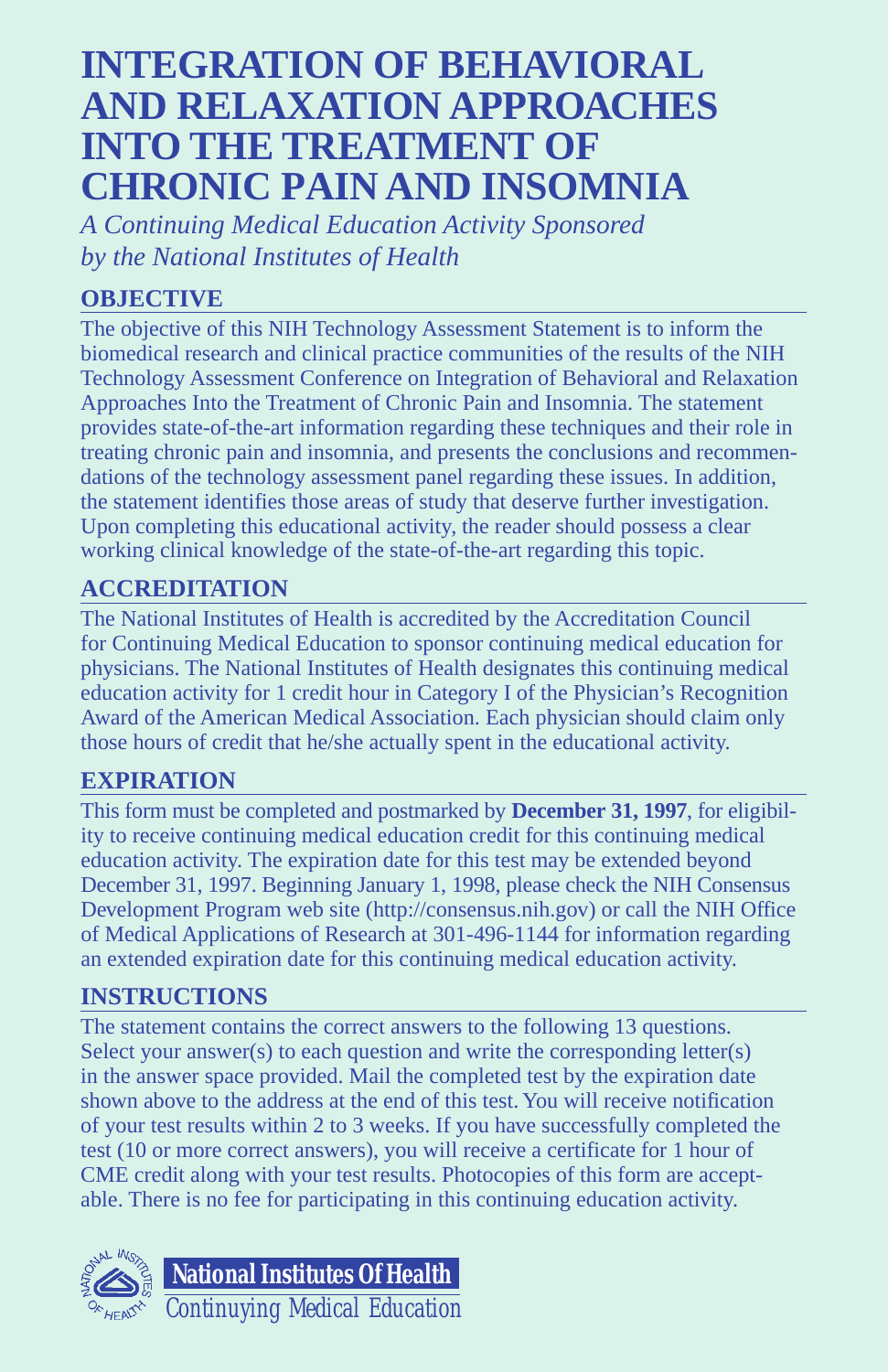# INTEGRATION OF BEHAVIORAL AND RELAXATION APPROACHES INTO THE TREATMENT OF CHRONIC PAIN AND INSOMNIA

*A Continuing Medical Education Activity Sponsored by the National Institutes of Health*

## OBJECTIVE

The objective of this NIH Technology Assessment Statement is to inform the biomedical research and clinical practice communities of the results of the NIH Technology Assessment Conference on Integration of Behavioral and Relaxation Approaches Into the Treatment of Chronic Pain and Insomnia. The statement provides state-of-the-art information regarding these techniques and their role in treating chronic pain and insomnia, and presents the conclusions and recommendations of the technology assessment panel regarding these issues. In addition, the statement identifies those areas of study that deserve further investigation. Upon completing this educational activity, the reader should possess a clear working clinical knowledge of the state-of-the-art regarding this topic.

## ACCREDITATION

The National Institutes of Health is accredited by the Accreditation Council for Continuing Medical Education to sponsor continuing medical education for physicians. The National Institutes of Health designates this continuing medical education activity for 1 credit hour in Category I of the Physician's Recognition Award of the American Medical Association. Each physician should claim only those hours of credit that he/she actually spent in the educational activity.

## EXPIRATION

This form must be completed and postmarked by **December 31, 1997**, for eligibility to receive continuing medical education credit for this continuing medical education activity. The expiration date for this test may be extended beyond December 31, 1997. Beginning January 1, 1998, please check the NIH Consensus Development Program web site (http://consensus.nih.gov) or call the NIH Office of Medical Applications of Research at 301-496-1144 for information regarding an extended expiration date for this continuing medical education activity.

## INSTRUCTIONS

The statement contains the correct answers to the following 13 questions. Select your answer(s) to each question and write the corresponding letter(s) in the answer space provided. Mail the completed test by the expiration date shown above to the address at the end of this test. You will receive notification of your test results within 2 to 3 weeks. If you have successfully completed the test (10 or more correct answers), you will receive a certificate for 1 hour of CME credit along with your test results. Photocopies of this form are acceptable. There is no fee for participating in this continuing education activity.

**National Institutes Of Health**
Continuying Medical Education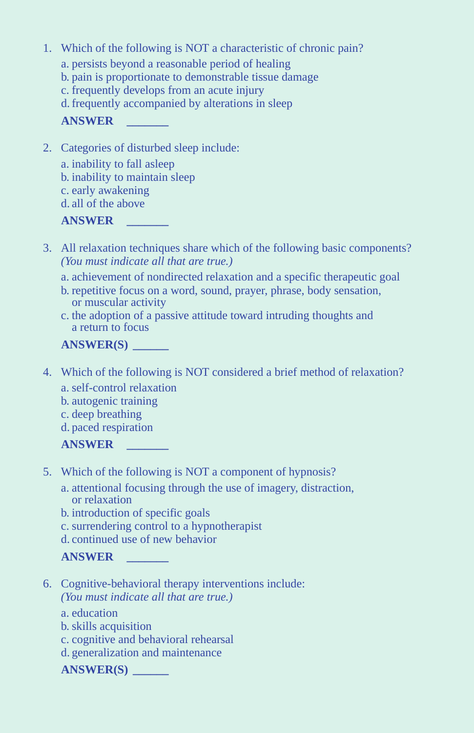1. Which of the following is NOT a characteristic of chronic pain?
   a. persists beyond a reasonable period of healing
   b. pain is proportionate to demonstrable tissue damage
   c. frequently develops from an acute injury
   d. frequently accompanied by alterations in sleep

   **ANSWER** _______

2. Categories of disturbed sleep include:
   a. inability to fall asleep
   b. inability to maintain sleep
   c. early awakening
   d. all of the above

   **ANSWER** _______

3. All relaxation techniques share which of the following basic components? *(You must indicate all that are true.)*
   a. achievement of nondirected relaxation and a specific therapeutic goal
   b. repetitive focus on a word, sound, prayer, phrase, body sensation, or muscular activity
   c. the adoption of a passive attitude toward intruding thoughts and a return to focus

   **ANSWER(S)** ______

4. Which of the following is NOT considered a brief method of relaxation?
   a. self-control relaxation
   b. autogenic training
   c. deep breathing
   d. paced respiration

   **ANSWER** _______

5. Which of the following is NOT a component of hypnosis?
   a. attentional focusing through the use of imagery, distraction, or relaxation
   b. introduction of specific goals
   c. surrendering control to a hypnotherapist
   d. continued use of new behavior

   **ANSWER** _______

6. Cognitive-behavioral therapy interventions include: *(You must indicate all that are true.)*
   a. education
   b. skills acquisition
   c. cognitive and behavioral rehearsal
   d. generalization and maintenance

   **ANSWER(S)** ______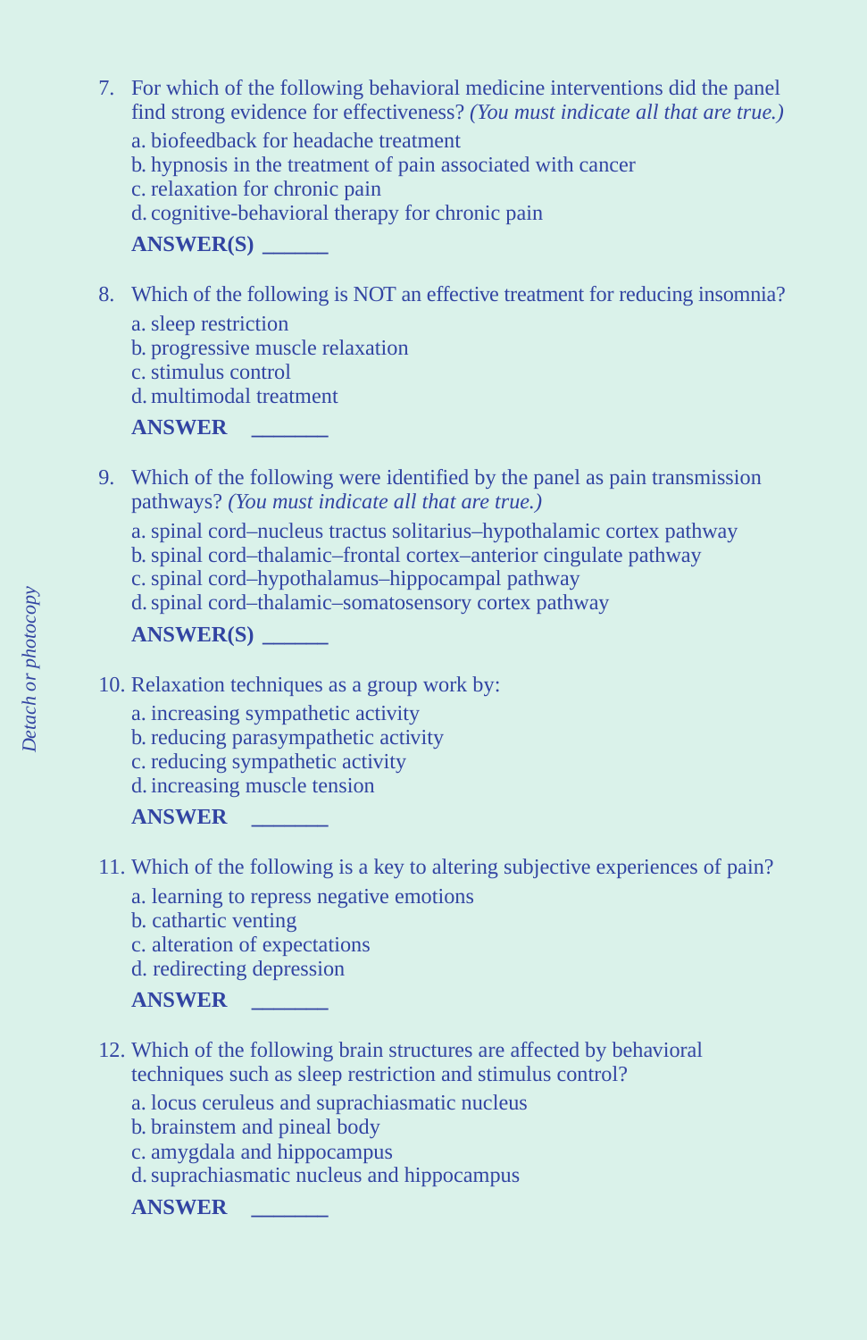7. For which of the following behavioral medicine interventions did the panel find strong evidence for effectiveness? *(You must indicate all that are true.)*
   a. biofeedback for headache treatment
   b. hypnosis in the treatment of pain associated with cancer
   c. relaxation for chronic pain
   d. cognitive-behavioral therapy for chronic pain

   **ANSWER(S)** ______

8. Which of the following is NOT an effective treatment for reducing insomnia?
   a. sleep restriction
   b. progressive muscle relaxation
   c. stimulus control
   d. multimodal treatment

   **ANSWER** _______

9. Which of the following were identified by the panel as pain transmission pathways? *(You must indicate all that are true.)*
   a. spinal cord–nucleus tractus solitarius–hypothalamic cortex pathway
   b. spinal cord–thalamic–frontal cortex–anterior cingulate pathway
   c. spinal cord–hypothalamus–hippocampal pathway
   d. spinal cord–thalamic–somatosensory cortex pathway

   **ANSWER(S)** ______

10. Relaxation techniques as a group work by:
    a. increasing sympathetic activity
    b. reducing parasympathetic activity
    c. reducing sympathetic activity
    d. increasing muscle tension

    **ANSWER** _______

11. Which of the following is a key to altering subjective experiences of pain?
    a. learning to repress negative emotions
    b. cathartic venting
    c. alteration of expectations
    d. redirecting depression

    **ANSWER** _______

12. Which of the following brain structures are affected by behavioral techniques such as sleep restriction and stimulus control?
    a. locus ceruleus and suprachiasmatic nucleus
    b. brainstem and pineal body
    c. amygdala and hippocampus
    d. suprachiasmatic nucleus and hippocampus

    **ANSWER** _______

*Detach or photocopy*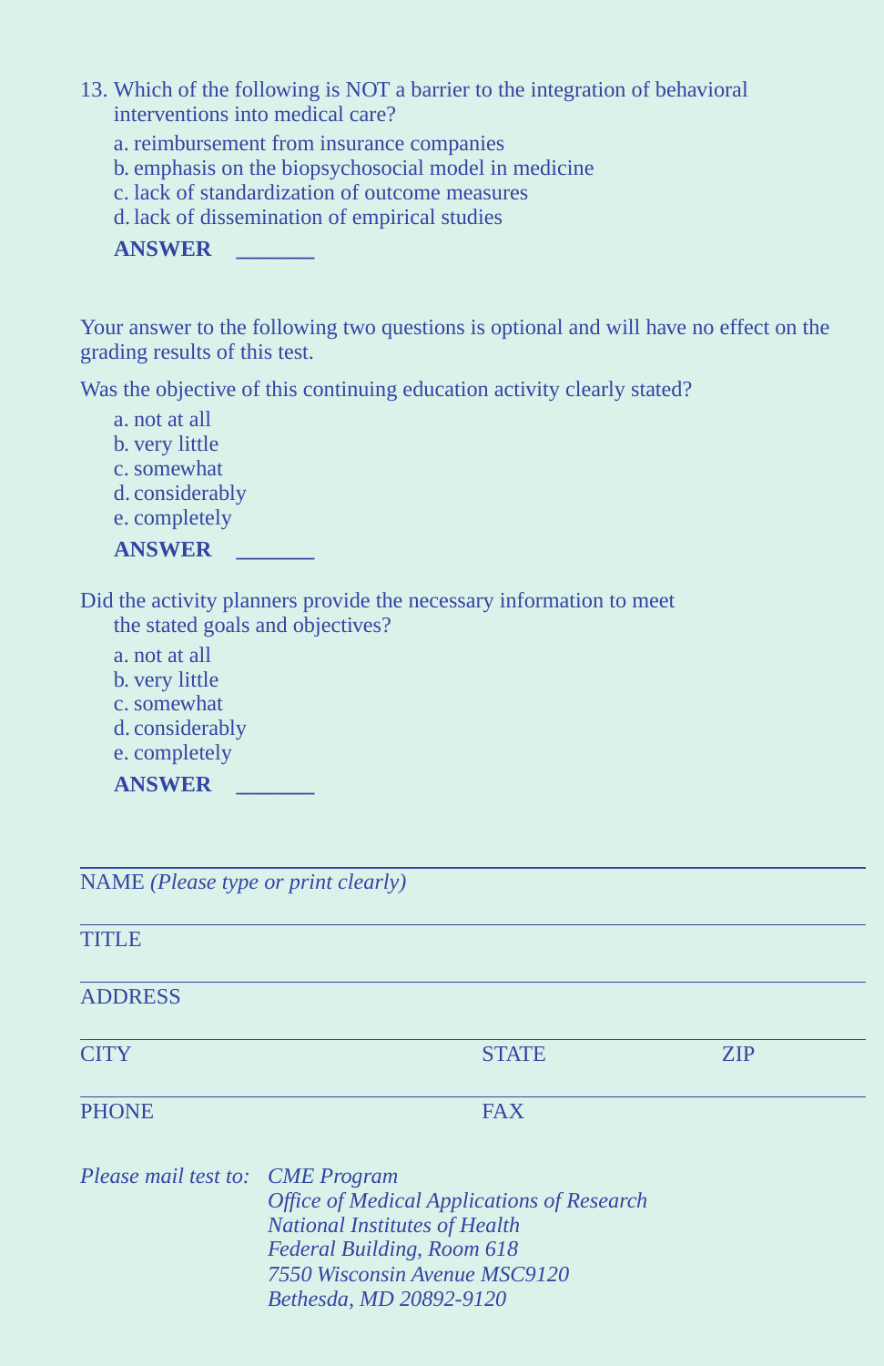13. Which of the following is NOT a barrier to the integration of behavioral interventions into medical care?

    a. reimbursement from insurance companies
    b. emphasis on the biopsychosocial model in medicine
    c. lack of standardization of outcome measures
    d. lack of dissemination of empirical studies

    **ANSWER** _______

Your answer to the following two questions is optional and will have no effect on the grading results of this test.

Was the objective of this continuing education activity clearly stated?

a. not at all
b. very little
c. somewhat
d. considerably
e. completely

**ANSWER** _______

Did the activity planners provide the necessary information to meet the stated goals and objectives?

a. not at all
b. very little
c. somewhat
d. considerably
e. completely

**ANSWER** _______

---

NAME *(Please type or print clearly)*

---

TITLE

---

ADDRESS

---

CITY STATE ZIP

---

PHONE FAX

*Please mail test to:* *CME Program*
*Office of Medical Applications of Research*
*National Institutes of Health*
*Federal Building, Room 618*
*7550 Wisconsin Avenue MSC9120*
*Bethesda, MD 20892-9120*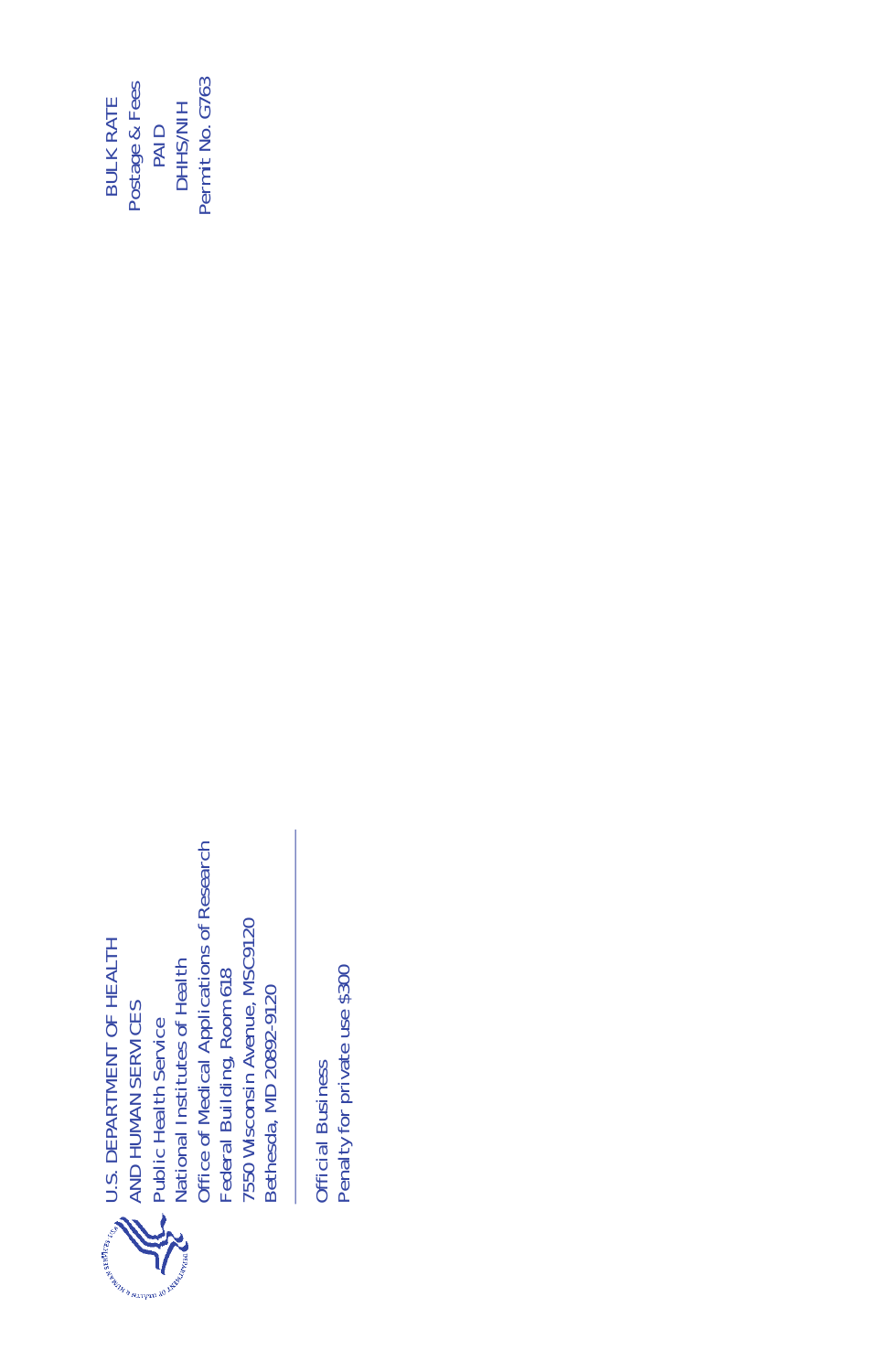U.S. DEPARTMENT OF HEALTH
AND HUMAN SERVICES
Public Health Service
National Institutes of Health
Office of Medical Applications of Research
Federal Building, Room 618
7550 Wisconsin Avenue, MSC9120
Bethesda, MD 20892-9120

---

Official Business
Penalty for private use $300

BULK RATE
Postage & Fees
PAID
DHHS/NIH
Permit No. G763